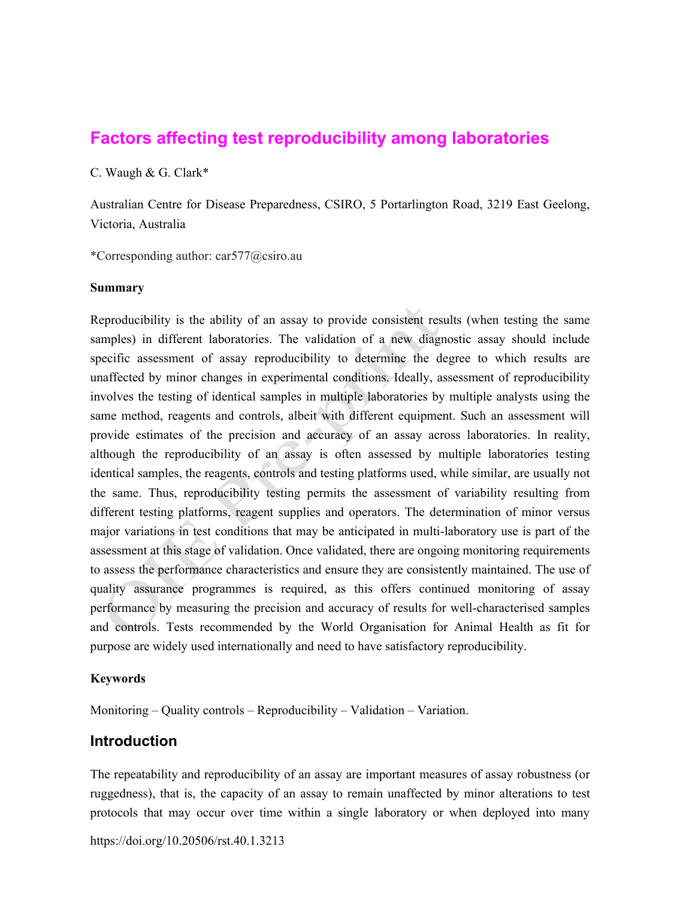# Factors affecting test reproducibility among laboratories

C. Waugh & G. Clark*

Australian Centre for Disease Preparedness, CSIRO, 5 Portarlington Road, 3219 East Geelong, Victoria, Australia

*Corresponding author: car577@csiro.au

**Summary**

Reproducibility is the ability of an assay to provide consistent results (when testing the same samples) in different laboratories. The validation of a new diagnostic assay should include specific assessment of assay reproducibility to determine the degree to which results are unaffected by minor changes in experimental conditions. Ideally, assessment of reproducibility involves the testing of identical samples in multiple laboratories by multiple analysts using the same method, reagents and controls, albeit with different equipment. Such an assessment will provide estimates of the precision and accuracy of an assay across laboratories. In reality, although the reproducibility of an assay is often assessed by multiple laboratories testing identical samples, the reagents, controls and testing platforms used, while similar, are usually not the same. Thus, reproducibility testing permits the assessment of variability resulting from different testing platforms, reagent supplies and operators. The determination of minor versus major variations in test conditions that may be anticipated in multi-laboratory use is part of the assessment at this stage of validation. Once validated, there are ongoing monitoring requirements to assess the performance characteristics and ensure they are consistently maintained. The use of quality assurance programmes is required, as this offers continued monitoring of assay performance by measuring the precision and accuracy of results for well-characterised samples and controls. Tests recommended by the World Organisation for Animal Health as fit for purpose are widely used internationally and need to have satisfactory reproducibility.

**Keywords**

Monitoring – Quality controls – Reproducibility – Validation – Variation.

## Introduction

The repeatability and reproducibility of an assay are important measures of assay robustness (or ruggedness), that is, the capacity of an assay to remain unaffected by minor alterations to test protocols that may occur over time within a single laboratory or when deployed into many

https://doi.org/10.20506/rst.40.1.3213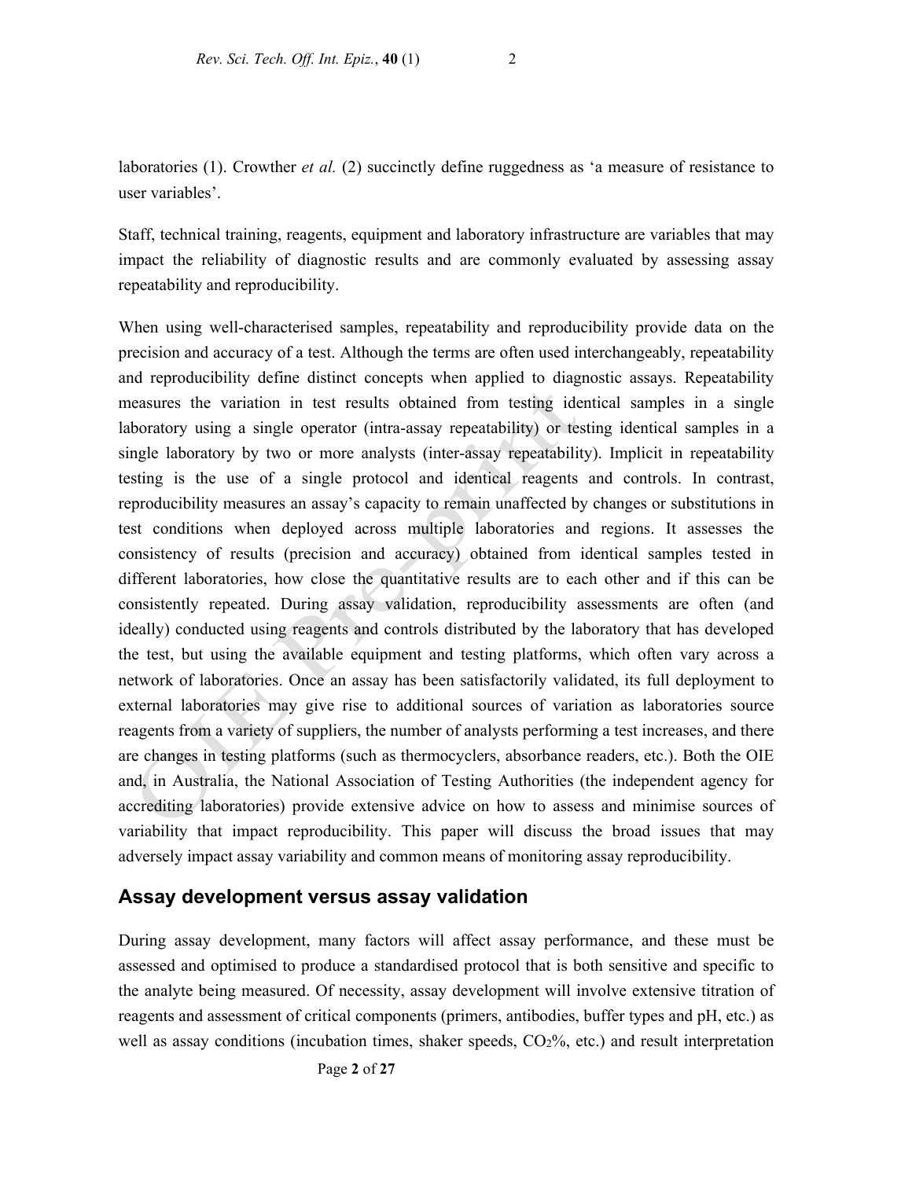laboratories (1). Crowther *et al.* (2) succinctly define ruggedness as 'a measure of resistance to user variables'.

Staff, technical training, reagents, equipment and laboratory infrastructure are variables that may impact the reliability of diagnostic results and are commonly evaluated by assessing assay repeatability and reproducibility.

When using well-characterised samples, repeatability and reproducibility provide data on the precision and accuracy of a test. Although the terms are often used interchangeably, repeatability and reproducibility define distinct concepts when applied to diagnostic assays. Repeatability measures the variation in test results obtained from testing identical samples in a single laboratory using a single operator (intra-assay repeatability) or testing identical samples in a single laboratory by two or more analysts (inter-assay repeatability). Implicit in repeatability testing is the use of a single protocol and identical reagents and controls. In contrast, reproducibility measures an assay's capacity to remain unaffected by changes or substitutions in test conditions when deployed across multiple laboratories and regions. It assesses the consistency of results (precision and accuracy) obtained from identical samples tested in different laboratories, how close the quantitative results are to each other and if this can be consistently repeated. During assay validation, reproducibility assessments are often (and ideally) conducted using reagents and controls distributed by the laboratory that has developed the test, but using the available equipment and testing platforms, which often vary across a network of laboratories. Once an assay has been satisfactorily validated, its full deployment to external laboratories may give rise to additional sources of variation as laboratories source reagents from a variety of suppliers, the number of analysts performing a test increases, and there are changes in testing platforms (such as thermocyclers, absorbance readers, etc.). Both the OIE and, in Australia, the National Association of Testing Authorities (the independent agency for accrediting laboratories) provide extensive advice on how to assess and minimise sources of variability that impact reproducibility. This paper will discuss the broad issues that may adversely impact assay variability and common means of monitoring assay reproducibility.

## Assay development versus assay validation

During assay development, many factors will affect assay performance, and these must be assessed and optimised to produce a standardised protocol that is both sensitive and specific to the analyte being measured. Of necessity, assay development will involve extensive titration of reagents and assessment of critical components (primers, antibodies, buffer types and pH, etc.) as well as assay conditions (incubation times, shaker speeds, $CO_2$%, etc.) and result interpretation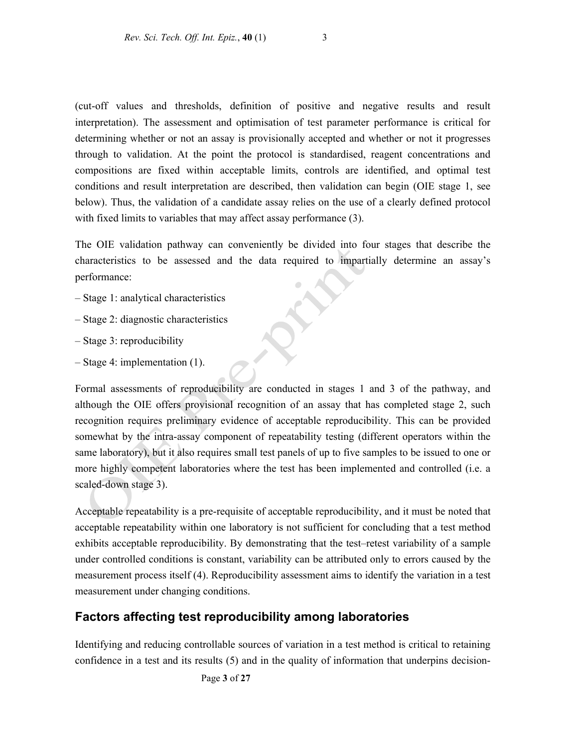(cut-off values and thresholds, definition of positive and negative results and result interpretation). The assessment and optimisation of test parameter performance is critical for determining whether or not an assay is provisionally accepted and whether or not it progresses through to validation. At the point the protocol is standardised, reagent concentrations and compositions are fixed within acceptable limits, controls are identified, and optimal test conditions and result interpretation are described, then validation can begin (OIE stage 1, see below). Thus, the validation of a candidate assay relies on the use of a clearly defined protocol with fixed limits to variables that may affect assay performance (3).

The OIE validation pathway can conveniently be divided into four stages that describe the characteristics to be assessed and the data required to impartially determine an assay's performance:

– Stage 1: analytical characteristics

– Stage 2: diagnostic characteristics

– Stage 3: reproducibility

– Stage 4: implementation (1).

Formal assessments of reproducibility are conducted in stages 1 and 3 of the pathway, and although the OIE offers provisional recognition of an assay that has completed stage 2, such recognition requires preliminary evidence of acceptable reproducibility. This can be provided somewhat by the intra-assay component of repeatability testing (different operators within the same laboratory), but it also requires small test panels of up to five samples to be issued to one or more highly competent laboratories where the test has been implemented and controlled (i.e. a scaled-down stage 3).

Acceptable repeatability is a pre-requisite of acceptable reproducibility, and it must be noted that acceptable repeatability within one laboratory is not sufficient for concluding that a test method exhibits acceptable reproducibility. By demonstrating that the test–retest variability of a sample under controlled conditions is constant, variability can be attributed only to errors caused by the measurement process itself (4). Reproducibility assessment aims to identify the variation in a test measurement under changing conditions.

## Factors affecting test reproducibility among laboratories

Identifying and reducing controllable sources of variation in a test method is critical to retaining confidence in a test and its results (5) and in the quality of information that underpins decision-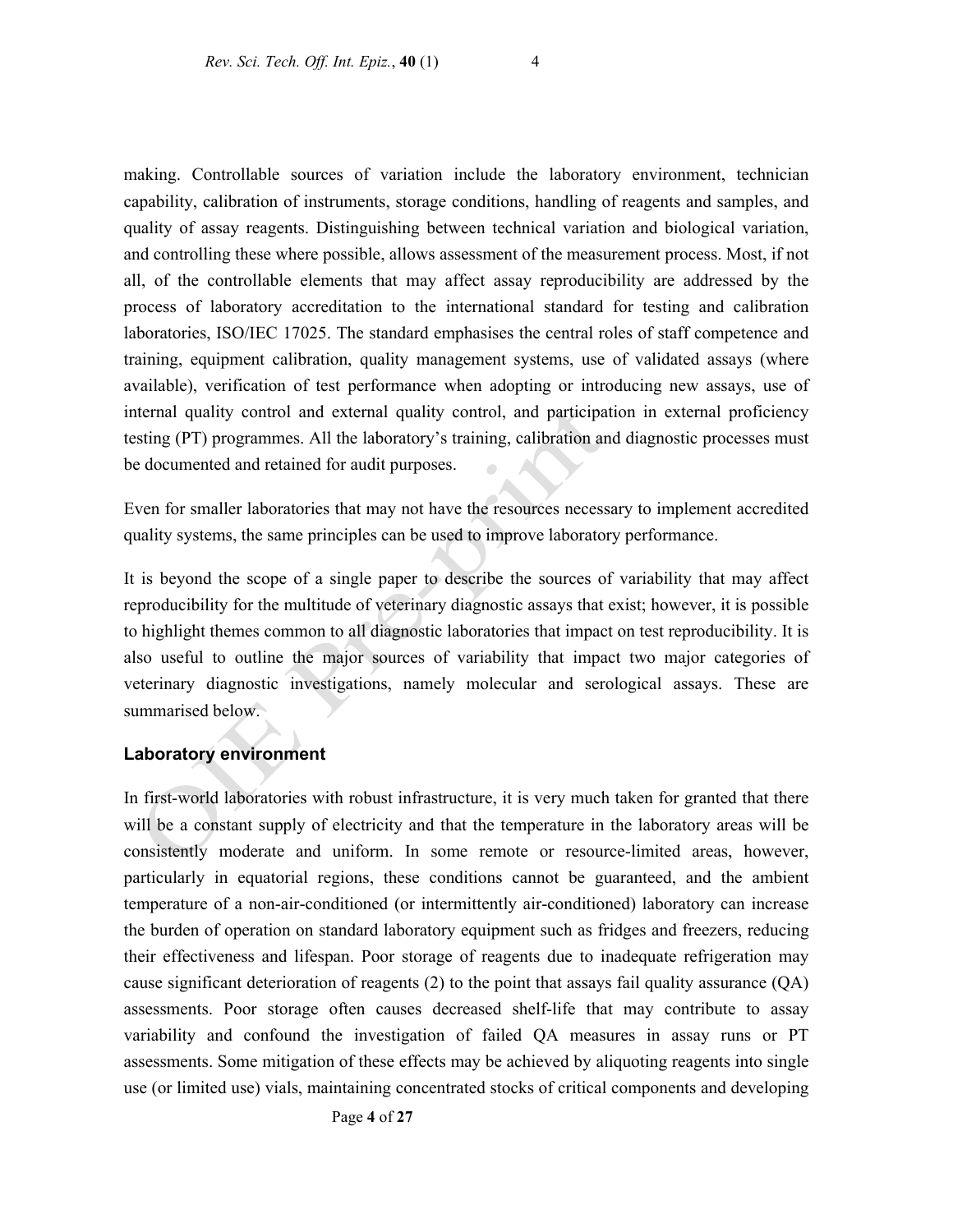making. Controllable sources of variation include the laboratory environment, technician capability, calibration of instruments, storage conditions, handling of reagents and samples, and quality of assay reagents. Distinguishing between technical variation and biological variation, and controlling these where possible, allows assessment of the measurement process. Most, if not all, of the controllable elements that may affect assay reproducibility are addressed by the process of laboratory accreditation to the international standard for testing and calibration laboratories, ISO/IEC 17025. The standard emphasises the central roles of staff competence and training, equipment calibration, quality management systems, use of validated assays (where available), verification of test performance when adopting or introducing new assays, use of internal quality control and external quality control, and participation in external proficiency testing (PT) programmes. All the laboratory's training, calibration and diagnostic processes must be documented and retained for audit purposes.

Even for smaller laboratories that may not have the resources necessary to implement accredited quality systems, the same principles can be used to improve laboratory performance.

It is beyond the scope of a single paper to describe the sources of variability that may affect reproducibility for the multitude of veterinary diagnostic assays that exist; however, it is possible to highlight themes common to all diagnostic laboratories that impact on test reproducibility. It is also useful to outline the major sources of variability that impact two major categories of veterinary diagnostic investigations, namely molecular and serological assays. These are summarised below.

## Laboratory environment

In first-world laboratories with robust infrastructure, it is very much taken for granted that there will be a constant supply of electricity and that the temperature in the laboratory areas will be consistently moderate and uniform. In some remote or resource-limited areas, however, particularly in equatorial regions, these conditions cannot be guaranteed, and the ambient temperature of a non-air-conditioned (or intermittently air-conditioned) laboratory can increase the burden of operation on standard laboratory equipment such as fridges and freezers, reducing their effectiveness and lifespan. Poor storage of reagents due to inadequate refrigeration may cause significant deterioration of reagents (2) to the point that assays fail quality assurance (QA) assessments. Poor storage often causes decreased shelf-life that may contribute to assay variability and confound the investigation of failed QA measures in assay runs or PT assessments. Some mitigation of these effects may be achieved by aliquoting reagents into single use (or limited use) vials, maintaining concentrated stocks of critical components and developing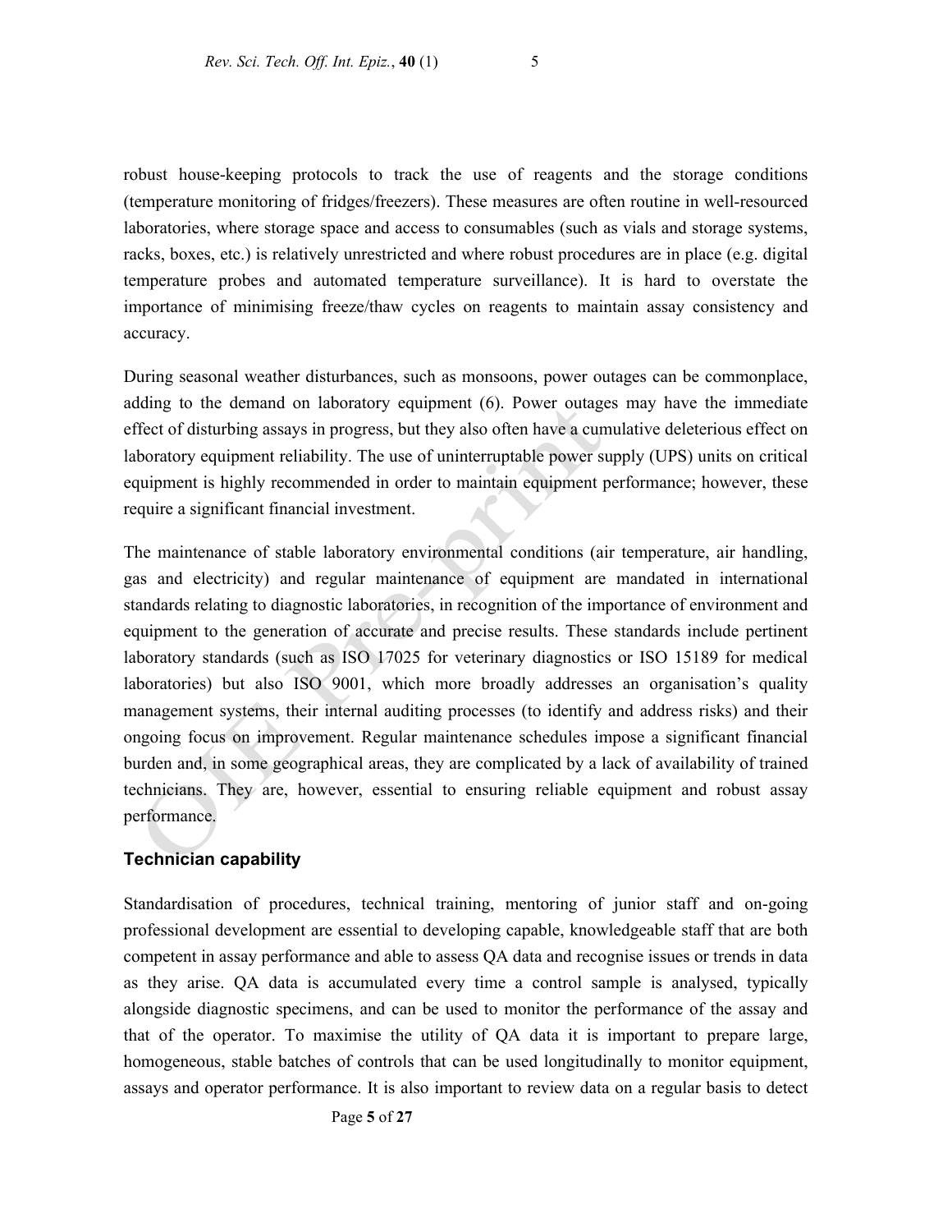robust house-keeping protocols to track the use of reagents and the storage conditions (temperature monitoring of fridges/freezers). These measures are often routine in well-resourced laboratories, where storage space and access to consumables (such as vials and storage systems, racks, boxes, etc.) is relatively unrestricted and where robust procedures are in place (e.g. digital temperature probes and automated temperature surveillance). It is hard to overstate the importance of minimising freeze/thaw cycles on reagents to maintain assay consistency and accuracy.

During seasonal weather disturbances, such as monsoons, power outages can be commonplace, adding to the demand on laboratory equipment (6). Power outages may have the immediate effect of disturbing assays in progress, but they also often have a cumulative deleterious effect on laboratory equipment reliability. The use of uninterruptable power supply (UPS) units on critical equipment is highly recommended in order to maintain equipment performance; however, these require a significant financial investment.

The maintenance of stable laboratory environmental conditions (air temperature, air handling, gas and electricity) and regular maintenance of equipment are mandated in international standards relating to diagnostic laboratories, in recognition of the importance of environment and equipment to the generation of accurate and precise results. These standards include pertinent laboratory standards (such as ISO 17025 for veterinary diagnostics or ISO 15189 for medical laboratories) but also ISO 9001, which more broadly addresses an organisation's quality management systems, their internal auditing processes (to identify and address risks) and their ongoing focus on improvement. Regular maintenance schedules impose a significant financial burden and, in some geographical areas, they are complicated by a lack of availability of trained technicians. They are, however, essential to ensuring reliable equipment and robust assay performance.

### Technician capability

Standardisation of procedures, technical training, mentoring of junior staff and on-going professional development are essential to developing capable, knowledgeable staff that are both competent in assay performance and able to assess QA data and recognise issues or trends in data as they arise. QA data is accumulated every time a control sample is analysed, typically alongside diagnostic specimens, and can be used to monitor the performance of the assay and that of the operator. To maximise the utility of QA data it is important to prepare large, homogeneous, stable batches of controls that can be used longitudinally to monitor equipment, assays and operator performance. It is also important to review data on a regular basis to detect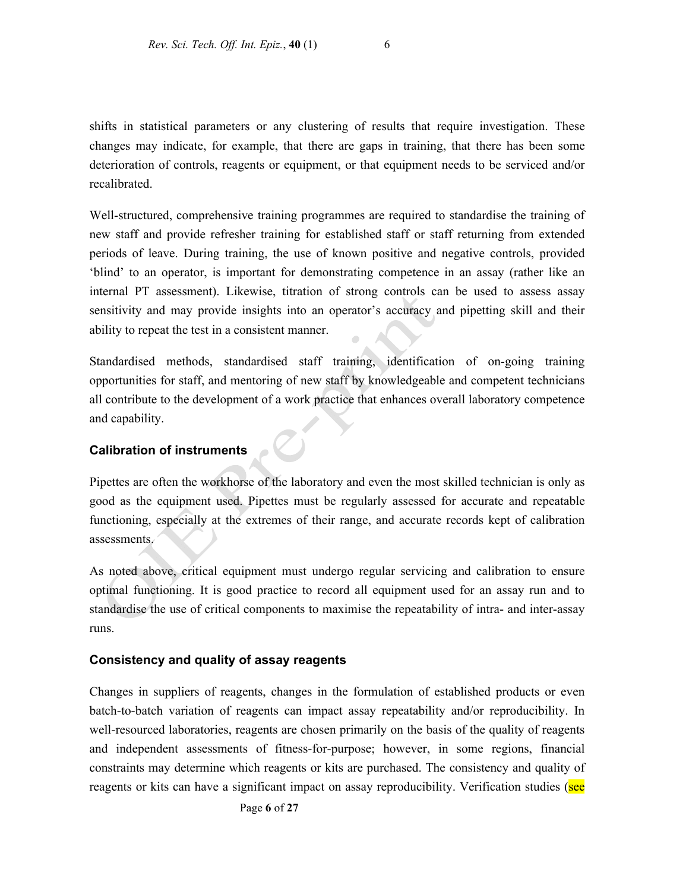shifts in statistical parameters or any clustering of results that require investigation. These changes may indicate, for example, that there are gaps in training, that there has been some deterioration of controls, reagents or equipment, or that equipment needs to be serviced and/or recalibrated.

Well-structured, comprehensive training programmes are required to standardise the training of new staff and provide refresher training for established staff or staff returning from extended periods of leave. During training, the use of known positive and negative controls, provided 'blind' to an operator, is important for demonstrating competence in an assay (rather like an internal PT assessment). Likewise, titration of strong controls can be used to assess assay sensitivity and may provide insights into an operator's accuracy and pipetting skill and their ability to repeat the test in a consistent manner.

Standardised methods, standardised staff training, identification of on-going training opportunities for staff, and mentoring of new staff by knowledgeable and competent technicians all contribute to the development of a work practice that enhances overall laboratory competence and capability.

### Calibration of instruments

Pipettes are often the workhorse of the laboratory and even the most skilled technician is only as good as the equipment used. Pipettes must be regularly assessed for accurate and repeatable functioning, especially at the extremes of their range, and accurate records kept of calibration assessments.

As noted above, critical equipment must undergo regular servicing and calibration to ensure optimal functioning. It is good practice to record all equipment used for an assay run and to standardise the use of critical components to maximise the repeatability of intra- and inter-assay runs.

### Consistency and quality of assay reagents

Changes in suppliers of reagents, changes in the formulation of established products or even batch-to-batch variation of reagents can impact assay repeatability and/or reproducibility. In well-resourced laboratories, reagents are chosen primarily on the basis of the quality of reagents and independent assessments of fitness-for-purpose; however, in some regions, financial constraints may determine which reagents or kits are purchased. The consistency and quality of reagents or kits can have a significant impact on assay reproducibility. Verification studies (see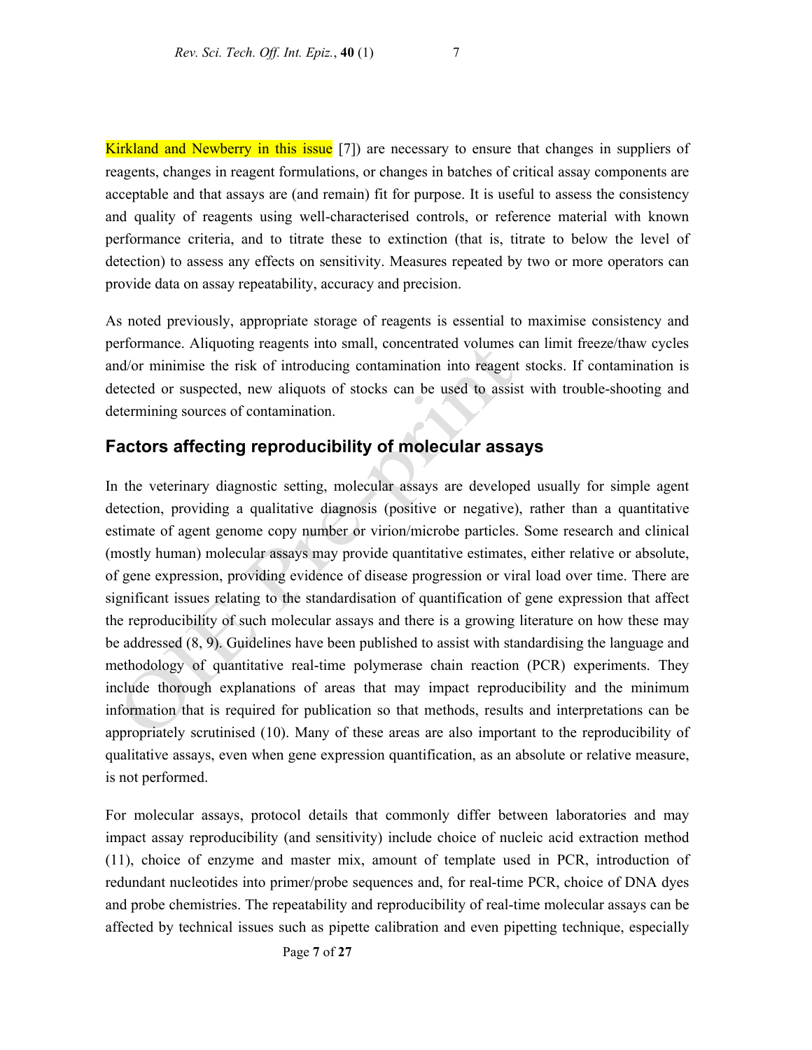Kirkland and Newberry in this issue [7]) are necessary to ensure that changes in suppliers of reagents, changes in reagent formulations, or changes in batches of critical assay components are acceptable and that assays are (and remain) fit for purpose. It is useful to assess the consistency and quality of reagents using well-characterised controls, or reference material with known performance criteria, and to titrate these to extinction (that is, titrate to below the level of detection) to assess any effects on sensitivity. Measures repeated by two or more operators can provide data on assay repeatability, accuracy and precision.

As noted previously, appropriate storage of reagents is essential to maximise consistency and performance. Aliquoting reagents into small, concentrated volumes can limit freeze/thaw cycles and/or minimise the risk of introducing contamination into reagent stocks. If contamination is detected or suspected, new aliquots of stocks can be used to assist with trouble-shooting and determining sources of contamination.

## Factors affecting reproducibility of molecular assays

In the veterinary diagnostic setting, molecular assays are developed usually for simple agent detection, providing a qualitative diagnosis (positive or negative), rather than a quantitative estimate of agent genome copy number or virion/microbe particles. Some research and clinical (mostly human) molecular assays may provide quantitative estimates, either relative or absolute, of gene expression, providing evidence of disease progression or viral load over time. There are significant issues relating to the standardisation of quantification of gene expression that affect the reproducibility of such molecular assays and there is a growing literature on how these may be addressed (8, 9). Guidelines have been published to assist with standardising the language and methodology of quantitative real-time polymerase chain reaction (PCR) experiments. They include thorough explanations of areas that may impact reproducibility and the minimum information that is required for publication so that methods, results and interpretations can be appropriately scrutinised (10). Many of these areas are also important to the reproducibility of qualitative assays, even when gene expression quantification, as an absolute or relative measure, is not performed.

For molecular assays, protocol details that commonly differ between laboratories and may impact assay reproducibility (and sensitivity) include choice of nucleic acid extraction method (11), choice of enzyme and master mix, amount of template used in PCR, introduction of redundant nucleotides into primer/probe sequences and, for real-time PCR, choice of DNA dyes and probe chemistries. The repeatability and reproducibility of real-time molecular assays can be affected by technical issues such as pipette calibration and even pipetting technique, especially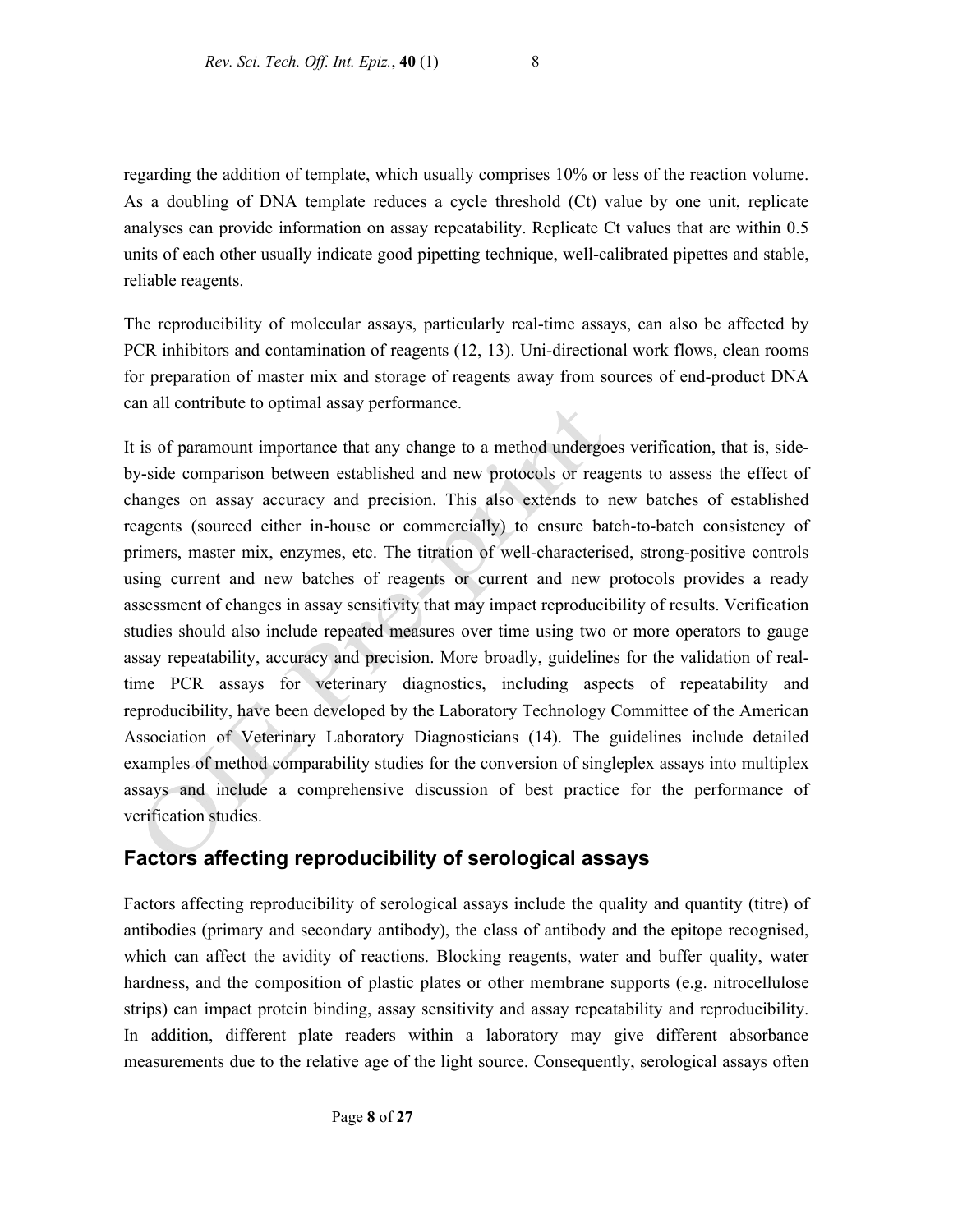regarding the addition of template, which usually comprises 10% or less of the reaction volume. As a doubling of DNA template reduces a cycle threshold (Ct) value by one unit, replicate analyses can provide information on assay repeatability. Replicate Ct values that are within 0.5 units of each other usually indicate good pipetting technique, well-calibrated pipettes and stable, reliable reagents.

The reproducibility of molecular assays, particularly real-time assays, can also be affected by PCR inhibitors and contamination of reagents (12, 13). Uni-directional work flows, clean rooms for preparation of master mix and storage of reagents away from sources of end-product DNA can all contribute to optimal assay performance.

It is of paramount importance that any change to a method undergoes verification, that is, side-by-side comparison between established and new protocols or reagents to assess the effect of changes on assay accuracy and precision. This also extends to new batches of established reagents (sourced either in-house or commercially) to ensure batch-to-batch consistency of primers, master mix, enzymes, etc. The titration of well-characterised, strong-positive controls using current and new batches of reagents or current and new protocols provides a ready assessment of changes in assay sensitivity that may impact reproducibility of results. Verification studies should also include repeated measures over time using two or more operators to gauge assay repeatability, accuracy and precision. More broadly, guidelines for the validation of real-time PCR assays for veterinary diagnostics, including aspects of repeatability and reproducibility, have been developed by the Laboratory Technology Committee of the American Association of Veterinary Laboratory Diagnosticians (14). The guidelines include detailed examples of method comparability studies for the conversion of singleplex assays into multiplex assays and include a comprehensive discussion of best practice for the performance of verification studies.

## Factors affecting reproducibility of serological assays

Factors affecting reproducibility of serological assays include the quality and quantity (titre) of antibodies (primary and secondary antibody), the class of antibody and the epitope recognised, which can affect the avidity of reactions. Blocking reagents, water and buffer quality, water hardness, and the composition of plastic plates or other membrane supports (e.g. nitrocellulose strips) can impact protein binding, assay sensitivity and assay repeatability and reproducibility. In addition, different plate readers within a laboratory may give different absorbance measurements due to the relative age of the light source. Consequently, serological assays often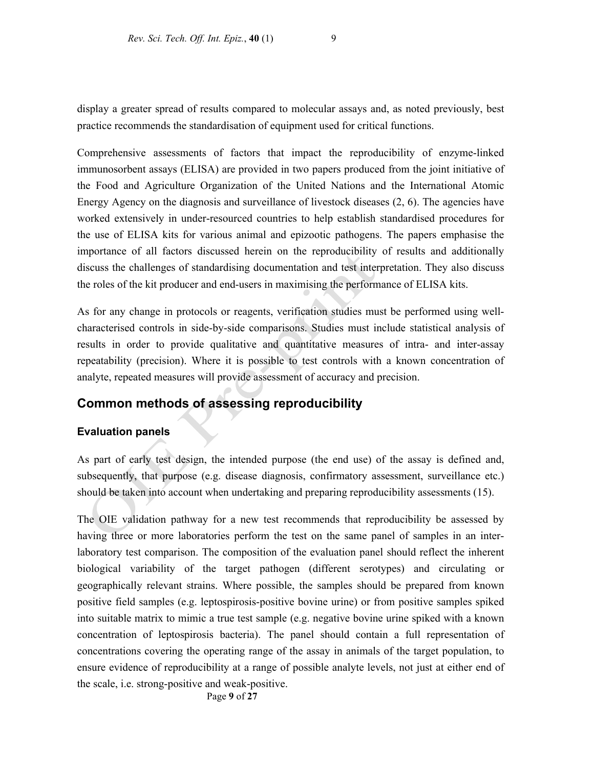display a greater spread of results compared to molecular assays and, as noted previously, best practice recommends the standardisation of equipment used for critical functions.

Comprehensive assessments of factors that impact the reproducibility of enzyme-linked immunosorbent assays (ELISA) are provided in two papers produced from the joint initiative of the Food and Agriculture Organization of the United Nations and the International Atomic Energy Agency on the diagnosis and surveillance of livestock diseases (2, 6). The agencies have worked extensively in under-resourced countries to help establish standardised procedures for the use of ELISA kits for various animal and epizootic pathogens. The papers emphasise the importance of all factors discussed herein on the reproducibility of results and additionally discuss the challenges of standardising documentation and test interpretation. They also discuss the roles of the kit producer and end-users in maximising the performance of ELISA kits.

As for any change in protocols or reagents, verification studies must be performed using well-characterised controls in side-by-side comparisons. Studies must include statistical analysis of results in order to provide qualitative and quantitative measures of intra- and inter-assay repeatability (precision). Where it is possible to test controls with a known concentration of analyte, repeated measures will provide assessment of accuracy and precision.

## Common methods of assessing reproducibility

### Evaluation panels

As part of early test design, the intended purpose (the end use) of the assay is defined and, subsequently, that purpose (e.g. disease diagnosis, confirmatory assessment, surveillance etc.) should be taken into account when undertaking and preparing reproducibility assessments (15).

The OIE validation pathway for a new test recommends that reproducibility be assessed by having three or more laboratories perform the test on the same panel of samples in an inter-laboratory test comparison. The composition of the evaluation panel should reflect the inherent biological variability of the target pathogen (different serotypes) and circulating or geographically relevant strains. Where possible, the samples should be prepared from known positive field samples (e.g. leptospirosis-positive bovine urine) or from positive samples spiked into suitable matrix to mimic a true test sample (e.g. negative bovine urine spiked with a known concentration of leptospirosis bacteria). The panel should contain a full representation of concentrations covering the operating range of the assay in animals of the target population, to ensure evidence of reproducibility at a range of possible analyte levels, not just at either end of the scale, i.e. strong-positive and weak-positive.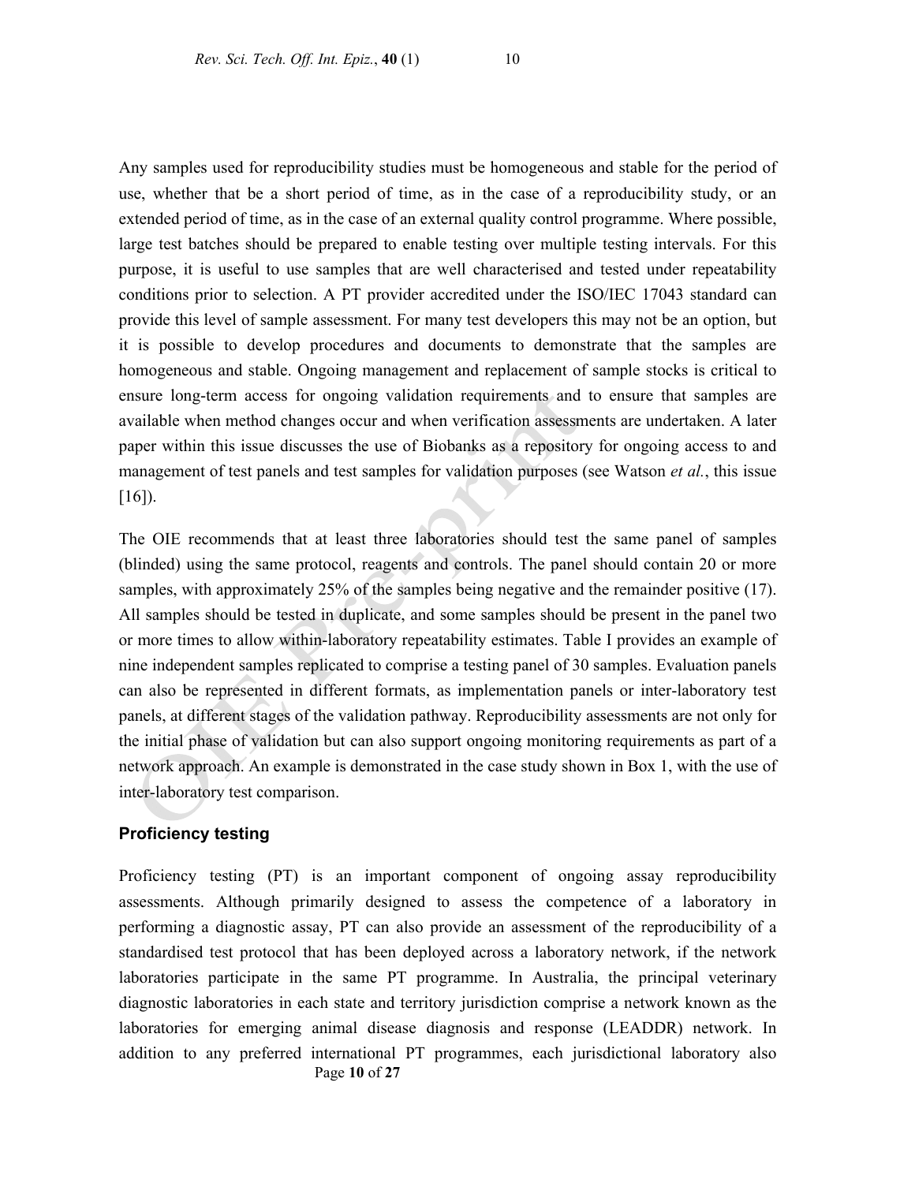Any samples used for reproducibility studies must be homogeneous and stable for the period of use, whether that be a short period of time, as in the case of a reproducibility study, or an extended period of time, as in the case of an external quality control programme. Where possible, large test batches should be prepared to enable testing over multiple testing intervals. For this purpose, it is useful to use samples that are well characterised and tested under repeatability conditions prior to selection. A PT provider accredited under the ISO/IEC 17043 standard can provide this level of sample assessment. For many test developers this may not be an option, but it is possible to develop procedures and documents to demonstrate that the samples are homogeneous and stable. Ongoing management and replacement of sample stocks is critical to ensure long-term access for ongoing validation requirements and to ensure that samples are available when method changes occur and when verification assessments are undertaken. A later paper within this issue discusses the use of Biobanks as a repository for ongoing access to and management of test panels and test samples for validation purposes (see Watson *et al.*, this issue [16]).

The OIE recommends that at least three laboratories should test the same panel of samples (blinded) using the same protocol, reagents and controls. The panel should contain 20 or more samples, with approximately 25% of the samples being negative and the remainder positive (17). All samples should be tested in duplicate, and some samples should be present in the panel two or more times to allow within-laboratory repeatability estimates. Table I provides an example of nine independent samples replicated to comprise a testing panel of 30 samples. Evaluation panels can also be represented in different formats, as implementation panels or inter-laboratory test panels, at different stages of the validation pathway. Reproducibility assessments are not only for the initial phase of validation but can also support ongoing monitoring requirements as part of a network approach. An example is demonstrated in the case study shown in Box 1, with the use of inter-laboratory test comparison.

## Proficiency testing

Proficiency testing (PT) is an important component of ongoing assay reproducibility assessments. Although primarily designed to assess the competence of a laboratory in performing a diagnostic assay, PT can also provide an assessment of the reproducibility of a standardised test protocol that has been deployed across a laboratory network, if the network laboratories participate in the same PT programme. In Australia, the principal veterinary diagnostic laboratories in each state and territory jurisdiction comprise a network known as the laboratories for emerging animal disease diagnosis and response (LEADDR) network. In addition to any preferred international PT programmes, each jurisdictional laboratory also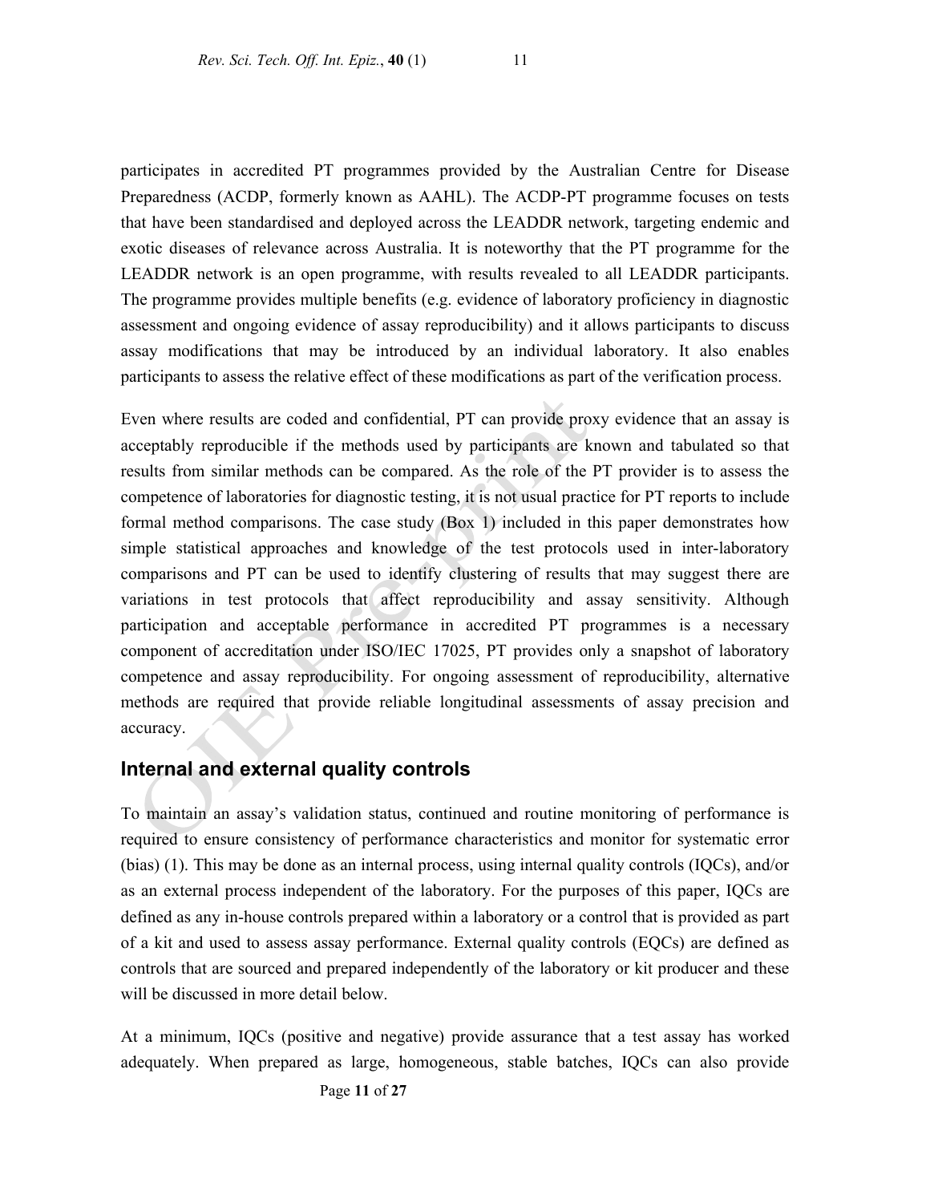participates in accredited PT programmes provided by the Australian Centre for Disease Preparedness (ACDP, formerly known as AAHL). The ACDP-PT programme focuses on tests that have been standardised and deployed across the LEADDR network, targeting endemic and exotic diseases of relevance across Australia. It is noteworthy that the PT programme for the LEADDR network is an open programme, with results revealed to all LEADDR participants. The programme provides multiple benefits (e.g. evidence of laboratory proficiency in diagnostic assessment and ongoing evidence of assay reproducibility) and it allows participants to discuss assay modifications that may be introduced by an individual laboratory. It also enables participants to assess the relative effect of these modifications as part of the verification process.

Even where results are coded and confidential, PT can provide proxy evidence that an assay is acceptably reproducible if the methods used by participants are known and tabulated so that results from similar methods can be compared. As the role of the PT provider is to assess the competence of laboratories for diagnostic testing, it is not usual practice for PT reports to include formal method comparisons. The case study (Box 1) included in this paper demonstrates how simple statistical approaches and knowledge of the test protocols used in inter-laboratory comparisons and PT can be used to identify clustering of results that may suggest there are variations in test protocols that affect reproducibility and assay sensitivity. Although participation and acceptable performance in accredited PT programmes is a necessary component of accreditation under ISO/IEC 17025, PT provides only a snapshot of laboratory competence and assay reproducibility. For ongoing assessment of reproducibility, alternative methods are required that provide reliable longitudinal assessments of assay precision and accuracy.

## Internal and external quality controls

To maintain an assay's validation status, continued and routine monitoring of performance is required to ensure consistency of performance characteristics and monitor for systematic error (bias) (1). This may be done as an internal process, using internal quality controls (IQCs), and/or as an external process independent of the laboratory. For the purposes of this paper, IQCs are defined as any in-house controls prepared within a laboratory or a control that is provided as part of a kit and used to assess assay performance. External quality controls (EQCs) are defined as controls that are sourced and prepared independently of the laboratory or kit producer and these will be discussed in more detail below.

At a minimum, IQCs (positive and negative) provide assurance that a test assay has worked adequately. When prepared as large, homogeneous, stable batches, IQCs can also provide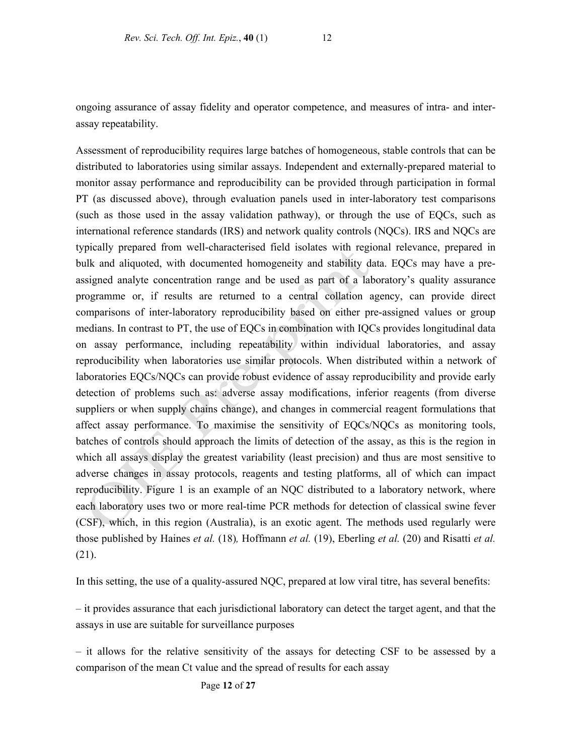ongoing assurance of assay fidelity and operator competence, and measures of intra- and inter-assay repeatability.

Assessment of reproducibility requires large batches of homogeneous, stable controls that can be distributed to laboratories using similar assays. Independent and externally-prepared material to monitor assay performance and reproducibility can be provided through participation in formal PT (as discussed above), through evaluation panels used in inter-laboratory test comparisons (such as those used in the assay validation pathway), or through the use of EQCs, such as international reference standards (IRS) and network quality controls (NQCs). IRS and NQCs are typically prepared from well-characterised field isolates with regional relevance, prepared in bulk and aliquoted, with documented homogeneity and stability data. EQCs may have a pre-assigned analyte concentration range and be used as part of a laboratory's quality assurance programme or, if results are returned to a central collation agency, can provide direct comparisons of inter-laboratory reproducibility based on either pre-assigned values or group medians. In contrast to PT, the use of EQCs in combination with IQCs provides longitudinal data on assay performance, including repeatability within individual laboratories, and assay reproducibility when laboratories use similar protocols. When distributed within a network of laboratories EQCs/NQCs can provide robust evidence of assay reproducibility and provide early detection of problems such as: adverse assay modifications, inferior reagents (from diverse suppliers or when supply chains change), and changes in commercial reagent formulations that affect assay performance. To maximise the sensitivity of EQCs/NQCs as monitoring tools, batches of controls should approach the limits of detection of the assay, as this is the region in which all assays display the greatest variability (least precision) and thus are most sensitive to adverse changes in assay protocols, reagents and testing platforms, all of which can impact reproducibility. Figure 1 is an example of an NQC distributed to a laboratory network, where each laboratory uses two or more real-time PCR methods for detection of classical swine fever (CSF), which, in this region (Australia), is an exotic agent. The methods used regularly were those published by Haines *et al.* (18)*,* Hoffmann *et al.* (19), Eberling *et al.* (20) and Risatti *et al.* (21).

In this setting, the use of a quality-assured NQC, prepared at low viral titre, has several benefits:

– it provides assurance that each jurisdictional laboratory can detect the target agent, and that the assays in use are suitable for surveillance purposes

– it allows for the relative sensitivity of the assays for detecting CSF to be assessed by a comparison of the mean Ct value and the spread of results for each assay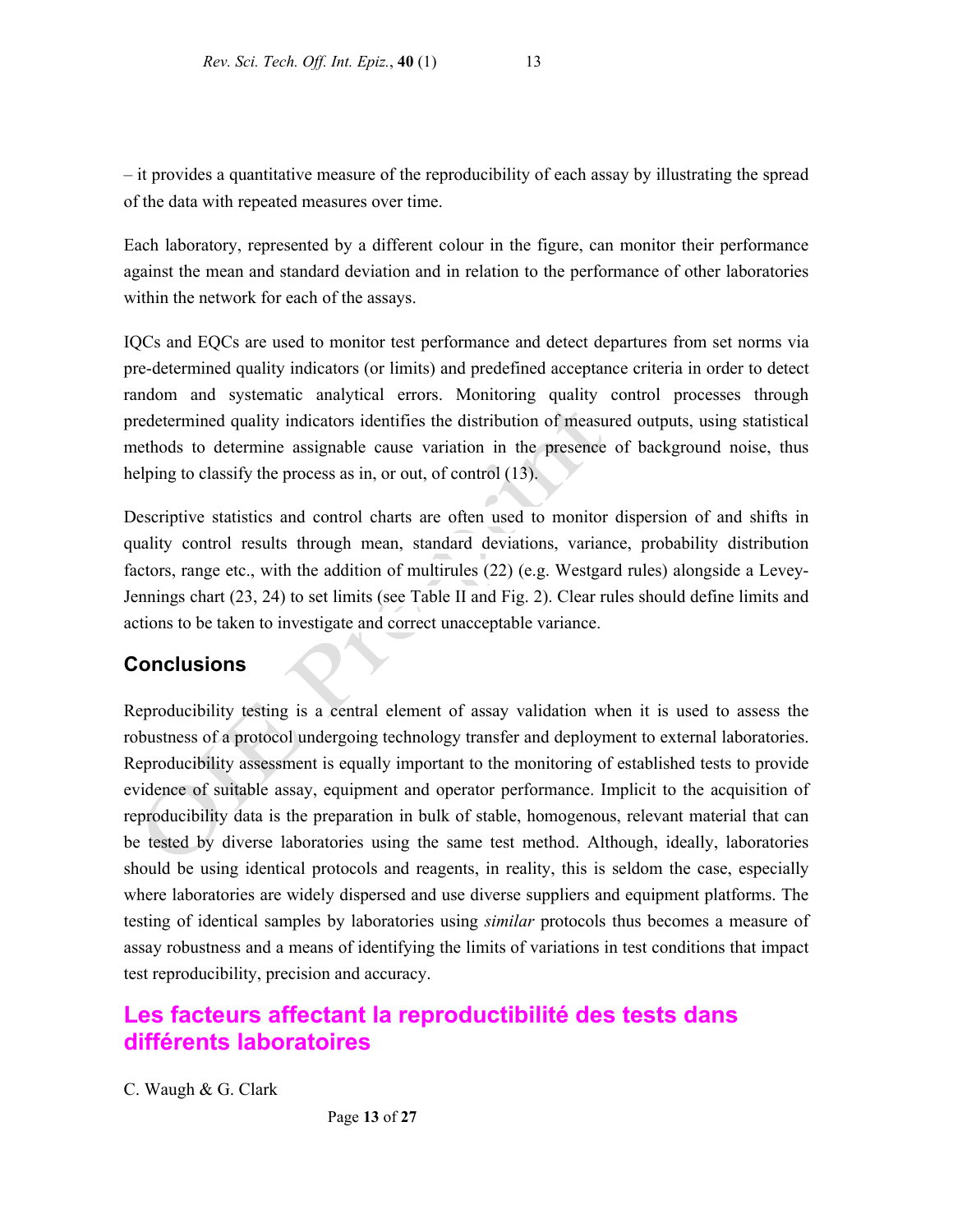– it provides a quantitative measure of the reproducibility of each assay by illustrating the spread of the data with repeated measures over time.

Each laboratory, represented by a different colour in the figure, can monitor their performance against the mean and standard deviation and in relation to the performance of other laboratories within the network for each of the assays.

IQCs and EQCs are used to monitor test performance and detect departures from set norms via pre-determined quality indicators (or limits) and predefined acceptance criteria in order to detect random and systematic analytical errors. Monitoring quality control processes through predetermined quality indicators identifies the distribution of measured outputs, using statistical methods to determine assignable cause variation in the presence of background noise, thus helping to classify the process as in, or out, of control (13).

Descriptive statistics and control charts are often used to monitor dispersion of and shifts in quality control results through mean, standard deviations, variance, probability distribution factors, range etc., with the addition of multirules (22) (e.g. Westgard rules) alongside a Levey-Jennings chart (23, 24) to set limits (see Table II and Fig. 2). Clear rules should define limits and actions to be taken to investigate and correct unacceptable variance.

## Conclusions

Reproducibility testing is a central element of assay validation when it is used to assess the robustness of a protocol undergoing technology transfer and deployment to external laboratories. Reproducibility assessment is equally important to the monitoring of established tests to provide evidence of suitable assay, equipment and operator performance. Implicit to the acquisition of reproducibility data is the preparation in bulk of stable, homogenous, relevant material that can be tested by diverse laboratories using the same test method. Although, ideally, laboratories should be using identical protocols and reagents, in reality, this is seldom the case, especially where laboratories are widely dispersed and use diverse suppliers and equipment platforms. The testing of identical samples by laboratories using *similar* protocols thus becomes a measure of assay robustness and a means of identifying the limits of variations in test conditions that impact test reproducibility, precision and accuracy.

## Les facteurs affectant la reproductibilité des tests dans différents laboratoires

C. Waugh & G. Clark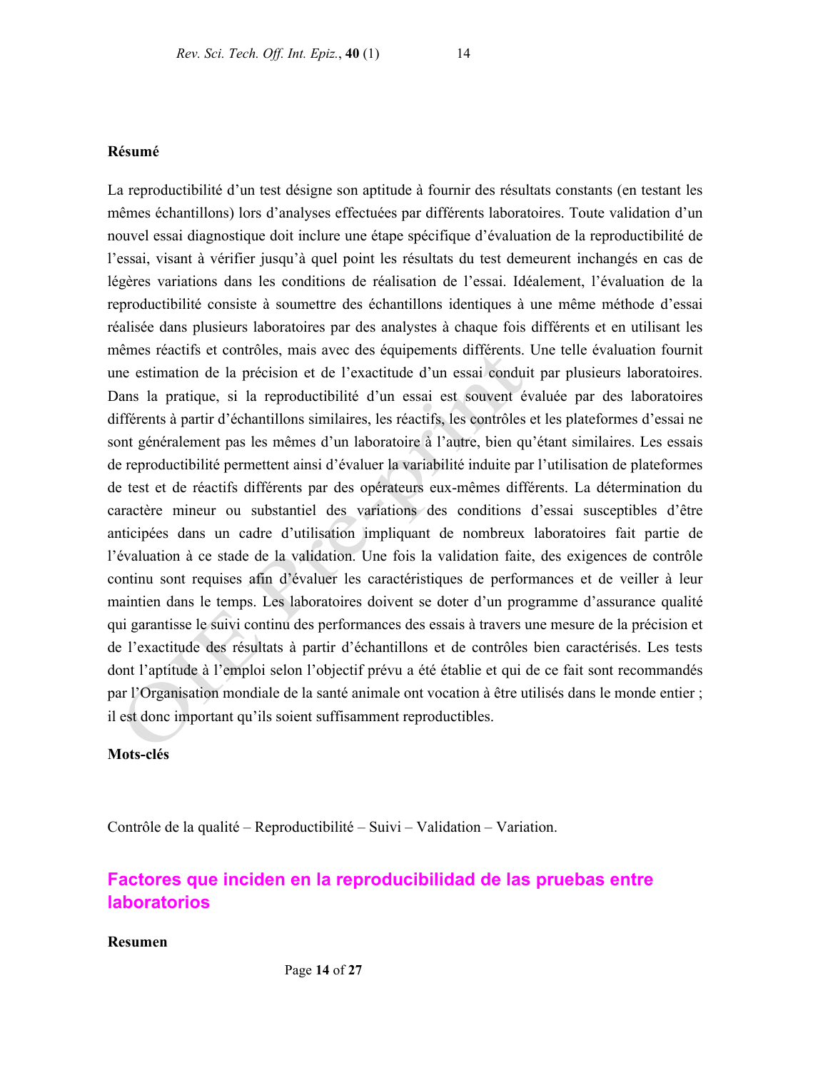**Résumé**

La reproductibilité d'un test désigne son aptitude à fournir des résultats constants (en testant les mêmes échantillons) lors d'analyses effectuées par différents laboratoires. Toute validation d'un nouvel essai diagnostique doit inclure une étape spécifique d'évaluation de la reproductibilité de l'essai, visant à vérifier jusqu'à quel point les résultats du test demeurent inchangés en cas de légères variations dans les conditions de réalisation de l'essai. Idéalement, l'évaluation de la reproductibilité consiste à soumettre des échantillons identiques à une même méthode d'essai réalisée dans plusieurs laboratoires par des analystes à chaque fois différents et en utilisant les mêmes réactifs et contrôles, mais avec des équipements différents. Une telle évaluation fournit une estimation de la précision et de l'exactitude d'un essai conduit par plusieurs laboratoires. Dans la pratique, si la reproductibilité d'un essai est souvent évaluée par des laboratoires différents à partir d'échantillons similaires, les réactifs, les contrôles et les plateformes d'essai ne sont généralement pas les mêmes d'un laboratoire à l'autre, bien qu'étant similaires. Les essais de reproductibilité permettent ainsi d'évaluer la variabilité induite par l'utilisation de plateformes de test et de réactifs différents par des opérateurs eux-mêmes différents. La détermination du caractère mineur ou substantiel des variations des conditions d'essai susceptibles d'être anticipées dans un cadre d'utilisation impliquant de nombreux laboratoires fait partie de l'évaluation à ce stade de la validation. Une fois la validation faite, des exigences de contrôle continu sont requises afin d'évaluer les caractéristiques de performances et de veiller à leur maintien dans le temps. Les laboratoires doivent se doter d'un programme d'assurance qualité qui garantisse le suivi continu des performances des essais à travers une mesure de la précision et de l'exactitude des résultats à partir d'échantillons et de contrôles bien caractérisés. Les tests dont l'aptitude à l'emploi selon l'objectif prévu a été établie et qui de ce fait sont recommandés par l'Organisation mondiale de la santé animale ont vocation à être utilisés dans le monde entier ; il est donc important qu'ils soient suffisamment reproductibles.

**Mots-clés**

Contrôle de la qualité – Reproductibilité – Suivi – Validation – Variation.

## Factores que inciden en la reproducibilidad de las pruebas entre laboratorios

**Resumen**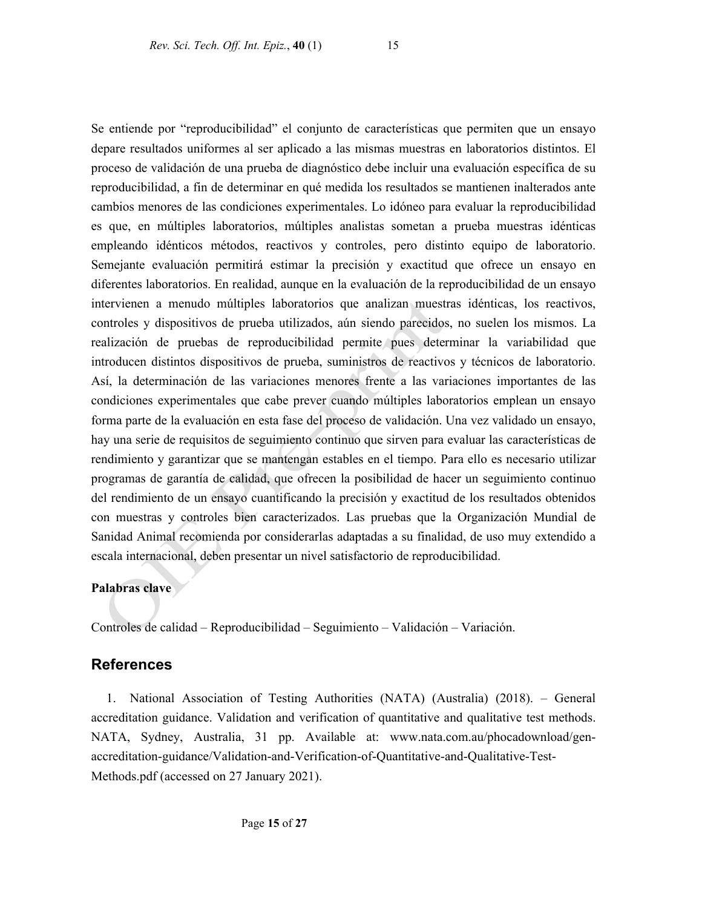Se entiende por "reproducibilidad" el conjunto de características que permiten que un ensayo depare resultados uniformes al ser aplicado a las mismas muestras en laboratorios distintos. El proceso de validación de una prueba de diagnóstico debe incluir una evaluación específica de su reproducibilidad, a fin de determinar en qué medida los resultados se mantienen inalterados ante cambios menores de las condiciones experimentales. Lo idóneo para evaluar la reproducibilidad es que, en múltiples laboratorios, múltiples analistas sometan a prueba muestras idénticas empleando idénticos métodos, reactivos y controles, pero distinto equipo de laboratorio. Semejante evaluación permitirá estimar la precisión y exactitud que ofrece un ensayo en diferentes laboratorios. En realidad, aunque en la evaluación de la reproducibilidad de un ensayo intervienen a menudo múltiples laboratorios que analizan muestras idénticas, los reactivos, controles y dispositivos de prueba utilizados, aún siendo parecidos, no suelen los mismos. La realización de pruebas de reproducibilidad permite pues determinar la variabilidad que introducen distintos dispositivos de prueba, suministros de reactivos y técnicos de laboratorio. Así, la determinación de las variaciones menores frente a las variaciones importantes de las condiciones experimentales que cabe prever cuando múltiples laboratorios emplean un ensayo forma parte de la evaluación en esta fase del proceso de validación. Una vez validado un ensayo, hay una serie de requisitos de seguimiento continuo que sirven para evaluar las características de rendimiento y garantizar que se mantengan estables en el tiempo. Para ello es necesario utilizar programas de garantía de calidad, que ofrecen la posibilidad de hacer un seguimiento continuo del rendimiento de un ensayo cuantificando la precisión y exactitud de los resultados obtenidos con muestras y controles bien caracterizados. Las pruebas que la Organización Mundial de Sanidad Animal recomienda por considerarlas adaptadas a su finalidad, de uso muy extendido a escala internacional, deben presentar un nivel satisfactorio de reproducibilidad.

**Palabras clave**

Controles de calidad – Reproducibilidad – Seguimiento – Validación – Variación.

## References

1. National Association of Testing Authorities (NATA) (Australia) (2018). – General accreditation guidance. Validation and verification of quantitative and qualitative test methods. NATA, Sydney, Australia, 31 pp. Available at: www.nata.com.au/phocadownload/gen-accreditation-guidance/Validation-and-Verification-of-Quantitative-and-Qualitative-Test-Methods.pdf (accessed on 27 January 2021).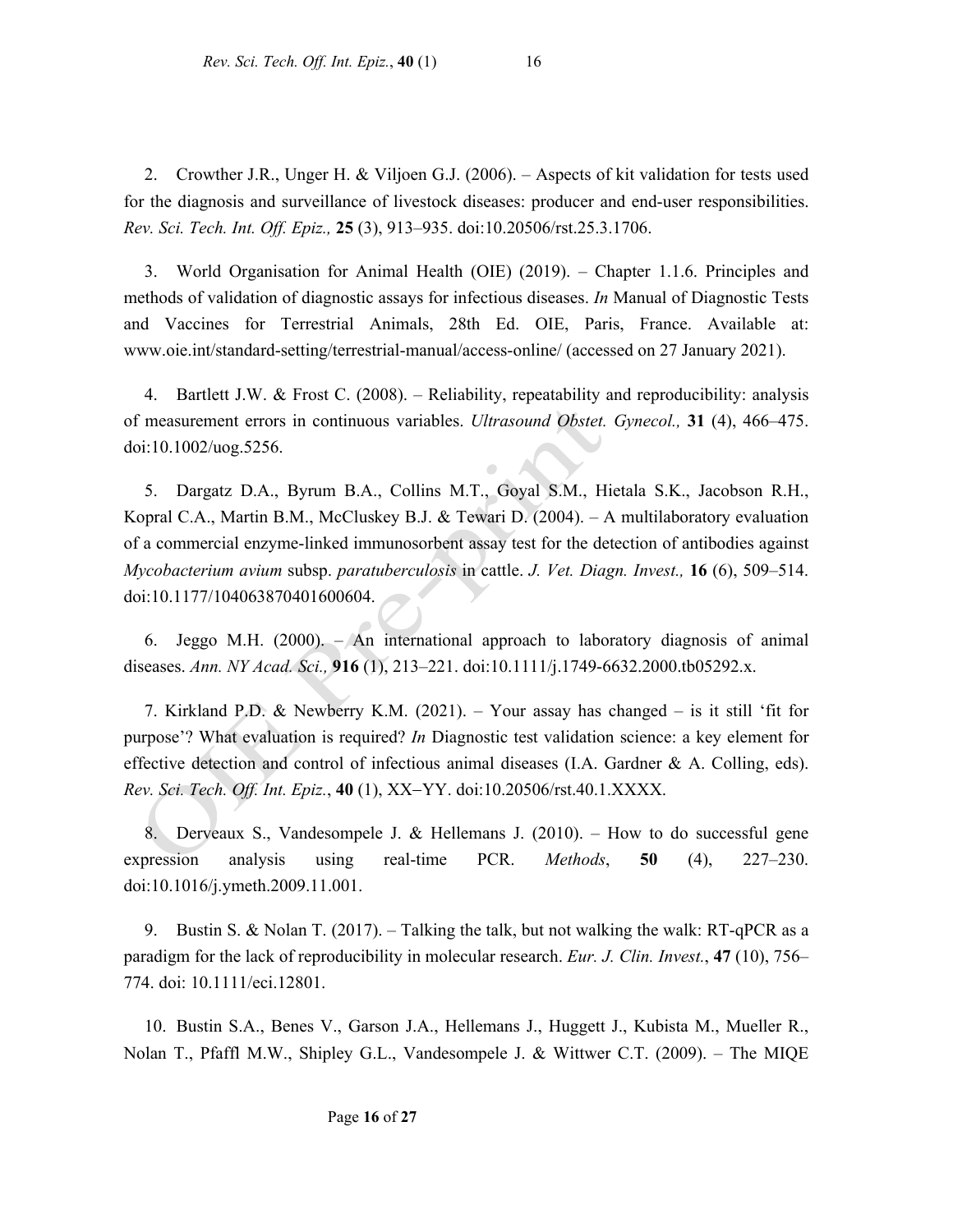2. Crowther J.R., Unger H. & Viljoen G.J. (2006). – Aspects of kit validation for tests used for the diagnosis and surveillance of livestock diseases: producer and end-user responsibilities. *Rev. Sci. Tech. Int. Off. Epiz.,* **25** (3), 913–935. doi:10.20506/rst.25.3.1706.

3. World Organisation for Animal Health (OIE) (2019). – Chapter 1.1.6. Principles and methods of validation of diagnostic assays for infectious diseases. *In* Manual of Diagnostic Tests and Vaccines for Terrestrial Animals, 28th Ed. OIE, Paris, France. Available at: www.oie.int/standard-setting/terrestrial-manual/access-online/ (accessed on 27 January 2021).

4. Bartlett J.W. & Frost C. (2008). – Reliability, repeatability and reproducibility: analysis of measurement errors in continuous variables. *Ultrasound Obstet. Gynecol.,* **31** (4), 466–475. doi:10.1002/uog.5256.

5. Dargatz D.A., Byrum B.A., Collins M.T., Goyal S.M., Hietala S.K., Jacobson R.H., Kopral C.A., Martin B.M., McCluskey B.J. & Tewari D. (2004). – A multilaboratory evaluation of a commercial enzyme-linked immunosorbent assay test for the detection of antibodies against *Mycobacterium avium* subsp. *paratuberculosis* in cattle. *J. Vet. Diagn. Invest.,* **16** (6), 509–514. doi:10.1177/104063870401600604.

6. Jeggo M.H. (2000). – An international approach to laboratory diagnosis of animal diseases. *Ann. NY Acad. Sci.,* **916** (1), 213–221. doi:10.1111/j.1749-6632.2000.tb05292.x.

7. Kirkland P.D. & Newberry K.M. (2021). – Your assay has changed – is it still 'fit for purpose'? What evaluation is required? *In* Diagnostic test validation science: a key element for effective detection and control of infectious animal diseases (I.A. Gardner & A. Colling, eds). *Rev. Sci. Tech. Off. Int. Epiz.*, **40** (1), XX–YY. doi:10.20506/rst.40.1.XXXX.

8. Derveaux S., Vandesompele J. & Hellemans J. (2010). – How to do successful gene expression analysis using real-time PCR. *Methods*, **50** (4), 227–230. doi:10.1016/j.ymeth.2009.11.001.

9. Bustin S. & Nolan T. (2017). – Talking the talk, but not walking the walk: RT-qPCR as a paradigm for the lack of reproducibility in molecular research. *Eur. J. Clin. Invest.*, **47** (10), 756–774. doi: 10.1111/eci.12801.

10. Bustin S.A., Benes V., Garson J.A., Hellemans J., Huggett J., Kubista M., Mueller R., Nolan T., Pfaffl M.W., Shipley G.L., Vandesompele J. & Wittwer C.T. (2009). – The MIQE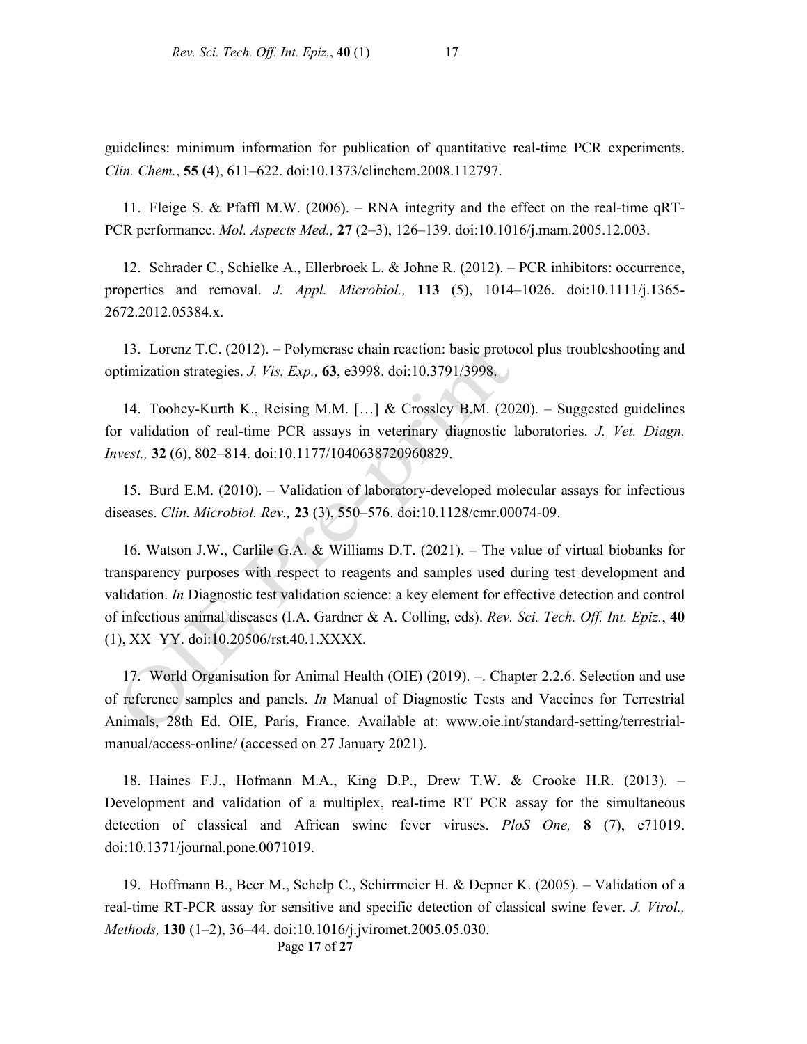guidelines: minimum information for publication of quantitative real-time PCR experiments. *Clin. Chem.*, **55** (4), 611–622. doi:10.1373/clinchem.2008.112797.

11. Fleige S. & Pfaffl M.W. (2006). – RNA integrity and the effect on the real-time qRT-PCR performance. *Mol. Aspects Med.,* **27** (2–3), 126–139. doi:10.1016/j.mam.2005.12.003.

12. Schrader C., Schielke A., Ellerbroek L. & Johne R. (2012). – PCR inhibitors: occurrence, properties and removal. *J. Appl. Microbiol.,* **113** (5), 1014–1026. doi:10.1111/j.1365-2672.2012.05384.x.

13. Lorenz T.C. (2012). – Polymerase chain reaction: basic protocol plus troubleshooting and optimization strategies. *J. Vis. Exp.,* **63**, e3998. doi:10.3791/3998.

14. Toohey-Kurth K., Reising M.M. […] & Crossley B.M. (2020). – Suggested guidelines for validation of real-time PCR assays in veterinary diagnostic laboratories. *J. Vet. Diagn. Invest.,* **32** (6), 802–814. doi:10.1177/1040638720960829.

15. Burd E.M. (2010). – Validation of laboratory-developed molecular assays for infectious diseases. *Clin. Microbiol. Rev.,* **23** (3), 550–576. doi:10.1128/cmr.00074-09.

16. Watson J.W., Carlile G.A. & Williams D.T. (2021). – The value of virtual biobanks for transparency purposes with respect to reagents and samples used during test development and validation. *In* Diagnostic test validation science: a key element for effective detection and control of infectious animal diseases (I.A. Gardner & A. Colling, eds). *Rev. Sci. Tech. Off. Int. Epiz.*, **40** (1), XX–YY. doi:10.20506/rst.40.1.XXXX.

17. World Organisation for Animal Health (OIE) (2019). –. Chapter 2.2.6. Selection and use of reference samples and panels. *In* Manual of Diagnostic Tests and Vaccines for Terrestrial Animals, 28th Ed. OIE, Paris, France. Available at: www.oie.int/standard-setting/terrestrial-manual/access-online/ (accessed on 27 January 2021).

18. Haines F.J., Hofmann M.A., King D.P., Drew T.W. & Crooke H.R. (2013). – Development and validation of a multiplex, real-time RT PCR assay for the simultaneous detection of classical and African swine fever viruses. *PloS One,* **8** (7), e71019. doi:10.1371/journal.pone.0071019.

19. Hoffmann B., Beer M., Schelp C., Schirrmeier H. & Depner K. (2005). – Validation of a real-time RT-PCR assay for sensitive and specific detection of classical swine fever. *J. Virol., Methods,* **130** (1–2), 36–44. doi:10.1016/j.jviromet.2005.05.030.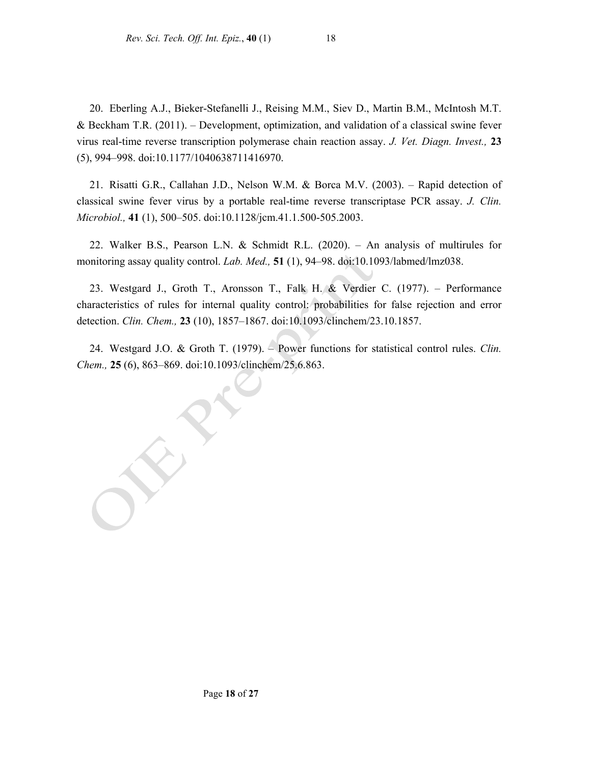20. Eberling A.J., Bieker-Stefanelli J., Reising M.M., Siev D., Martin B.M., McIntosh M.T. & Beckham T.R. (2011). – Development, optimization, and validation of a classical swine fever virus real-time reverse transcription polymerase chain reaction assay. *J. Vet. Diagn. Invest.,* **23** (5), 994–998. doi:10.1177/1040638711416970.

21. Risatti G.R., Callahan J.D., Nelson W.M. & Borca M.V. (2003). – Rapid detection of classical swine fever virus by a portable real-time reverse transcriptase PCR assay. *J. Clin. Microbiol.,* **41** (1), 500–505. doi:10.1128/jcm.41.1.500-505.2003.

22. Walker B.S., Pearson L.N. & Schmidt R.L. (2020). – An analysis of multirules for monitoring assay quality control. *Lab. Med.,* **51** (1), 94–98. doi:10.1093/labmed/lmz038.

23. Westgard J., Groth T., Aronsson T., Falk H. & Verdier C. (1977). – Performance characteristics of rules for internal quality control: probabilities for false rejection and error detection. *Clin. Chem.,* **23** (10), 1857–1867. doi:10.1093/clinchem/23.10.1857.

24. Westgard J.O. & Groth T. (1979). – Power functions for statistical control rules. *Clin. Chem.,* **25** (6), 863–869. doi:10.1093/clinchem/25.6.863.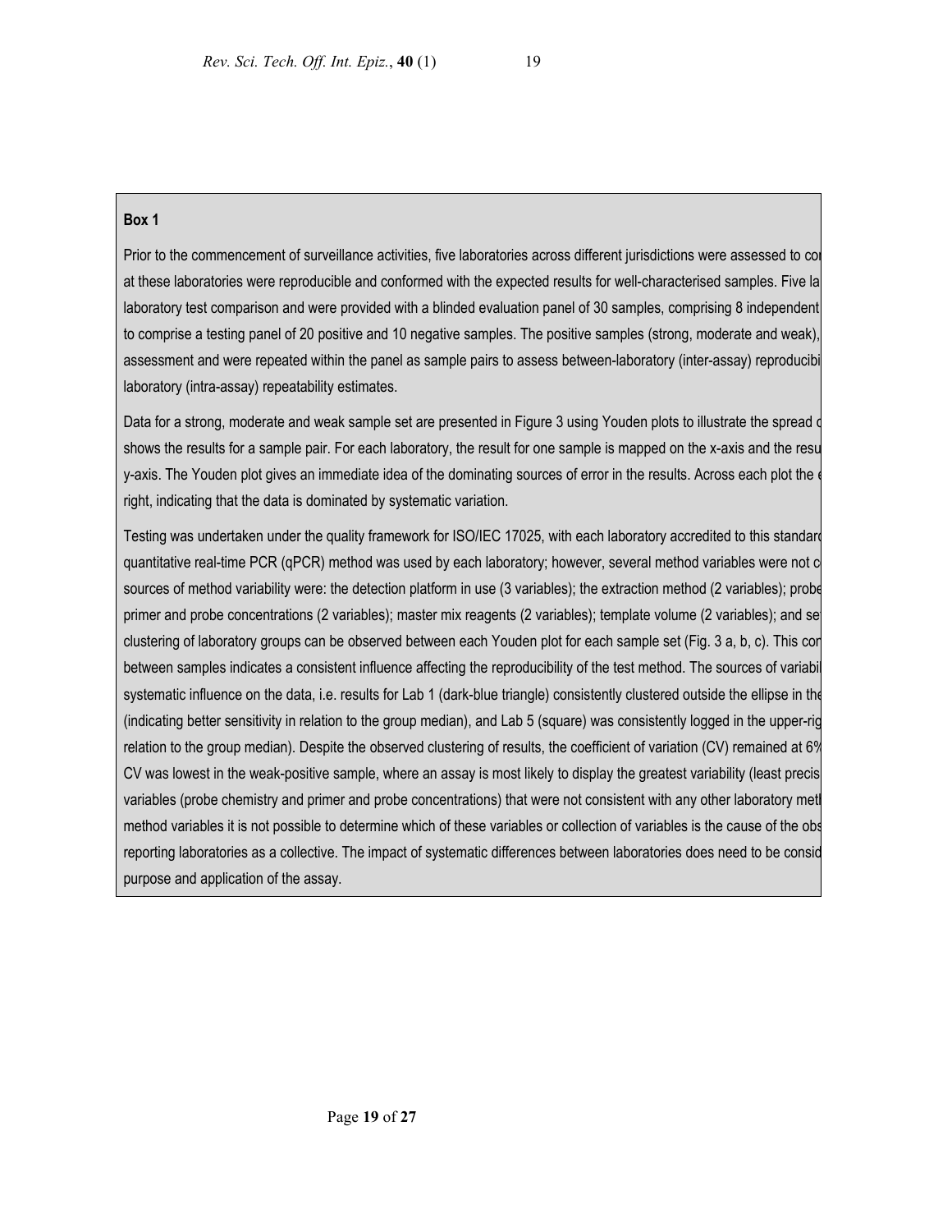**Box 1**

Prior to the commencement of surveillance activities, five laboratories across different jurisdictions were assessed to co at these laboratories were reproducible and conformed with the expected results for well-characterised samples. Five la laboratory test comparison and were provided with a blinded evaluation panel of 30 samples, comprising 8 independent to comprise a testing panel of 20 positive and 10 negative samples. The positive samples (strong, moderate and weak), assessment and were repeated within the panel as sample pairs to assess between-laboratory (inter-assay) reproducibi laboratory (intra-assay) repeatability estimates.

Data for a strong, moderate and weak sample set are presented in Figure 3 using Youden plots to illustrate the spread c shows the results for a sample pair. For each laboratory, the result for one sample is mapped on the x-axis and the resu y-axis. The Youden plot gives an immediate idea of the dominating sources of error in the results. Across each plot the e right, indicating that the data is dominated by systematic variation.

Testing was undertaken under the quality framework for ISO/IEC 17025, with each laboratory accredited to this standard quantitative real-time PCR (qPCR) method was used by each laboratory; however, several method variables were not c sources of method variability were: the detection platform in use (3 variables); the extraction method (2 variables); probe primer and probe concentrations (2 variables); master mix reagents (2 variables); template volume (2 variables); and se clustering of laboratory groups can be observed between each Youden plot for each sample set (Fig. 3 a, b, c). This cor between samples indicates a consistent influence affecting the reproducibility of the test method. The sources of variabi systematic influence on the data, i.e. results for Lab 1 (dark-blue triangle) consistently clustered outside the ellipse in the (indicating better sensitivity in relation to the group median), and Lab 5 (square) was consistently logged in the upper-rig relation to the group median). Despite the observed clustering of results, the coefficient of variation (CV) remained at 6% CV was lowest in the weak-positive sample, where an assay is most likely to display the greatest variability (least precis variables (probe chemistry and primer and probe concentrations) that were not consistent with any other laboratory meth method variables it is not possible to determine which of these variables or collection of variables is the cause of the obs reporting laboratories as a collective. The impact of systematic differences between laboratories does need to be consid purpose and application of the assay.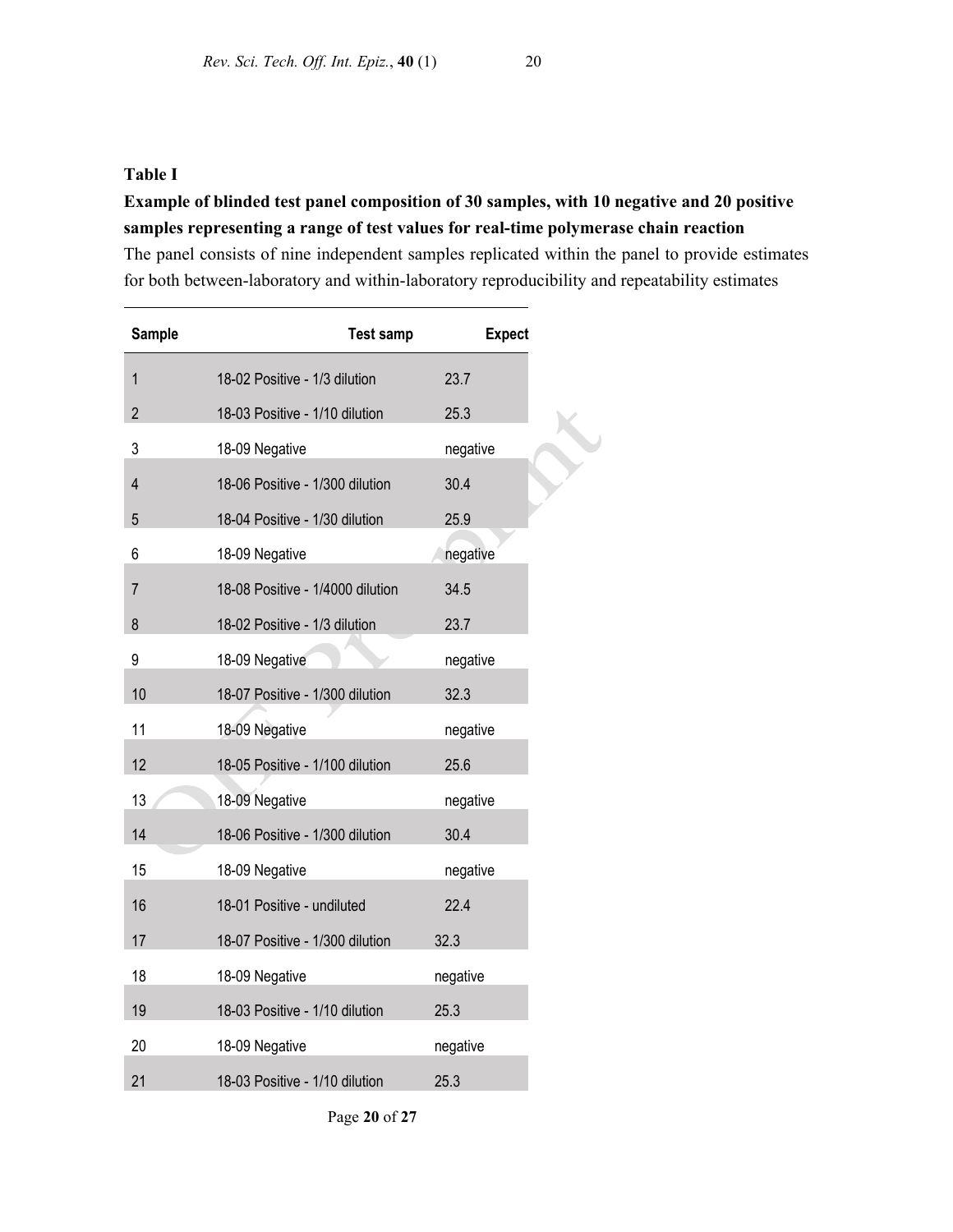**Table I**

**Example of blinded test panel composition of 30 samples, with 10 negative and 20 positive samples representing a range of test values for real-time polymerase chain reaction**

The panel consists of nine independent samples replicated within the panel to provide estimates for both between-laboratory and within-laboratory reproducibility and repeatability estimates

| Sample | Test samp | Expect |
|---|---|---|
| 1 | 18-02 Positive - 1/3 dilution | 23.7 |
| 2 | 18-03 Positive - 1/10 dilution | 25.3 |
| 3 | 18-09 Negative | negative |
| 4 | 18-06 Positive - 1/300 dilution | 30.4 |
| 5 | 18-04 Positive - 1/30 dilution | 25.9 |
| 6 | 18-09 Negative | negative |
| 7 | 18-08 Positive - 1/4000 dilution | 34.5 |
| 8 | 18-02 Positive - 1/3 dilution | 23.7 |
| 9 | 18-09 Negative | negative |
| 10 | 18-07 Positive - 1/300 dilution | 32.3 |
| 11 | 18-09 Negative | negative |
| 12 | 18-05 Positive - 1/100 dilution | 25.6 |
| 13 | 18-09 Negative | negative |
| 14 | 18-06 Positive - 1/300 dilution | 30.4 |
| 15 | 18-09 Negative | negative |
| 16 | 18-01 Positive - undiluted | 22.4 |
| 17 | 18-07 Positive - 1/300 dilution | 32.3 |
| 18 | 18-09 Negative | negative |
| 19 | 18-03 Positive - 1/10 dilution | 25.3 |
| 20 | 18-09 Negative | negative |
| 21 | 18-03 Positive - 1/10 dilution | 25.3 |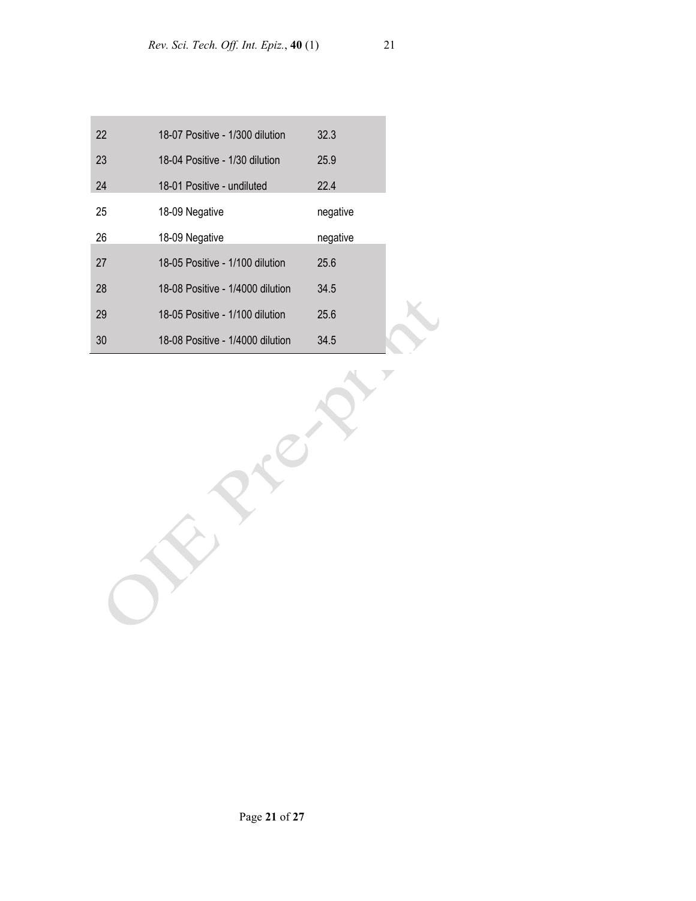| | | |
|---|---|---|
| 22 | 18-07 Positive - 1/300 dilution | 32.3 |
| 23 | 18-04 Positive - 1/30 dilution | 25.9 |
| 24 | 18-01 Positive - undiluted | 22.4 |
| 25 | 18-09 Negative | negative |
| 26 | 18-09 Negative | negative |
| 27 | 18-05 Positive - 1/100 dilution | 25.6 |
| 28 | 18-08 Positive - 1/4000 dilution | 34.5 |
| 29 | 18-05 Positive - 1/100 dilution | 25.6 |
| 30 | 18-08 Positive - 1/4000 dilution | 34.5 |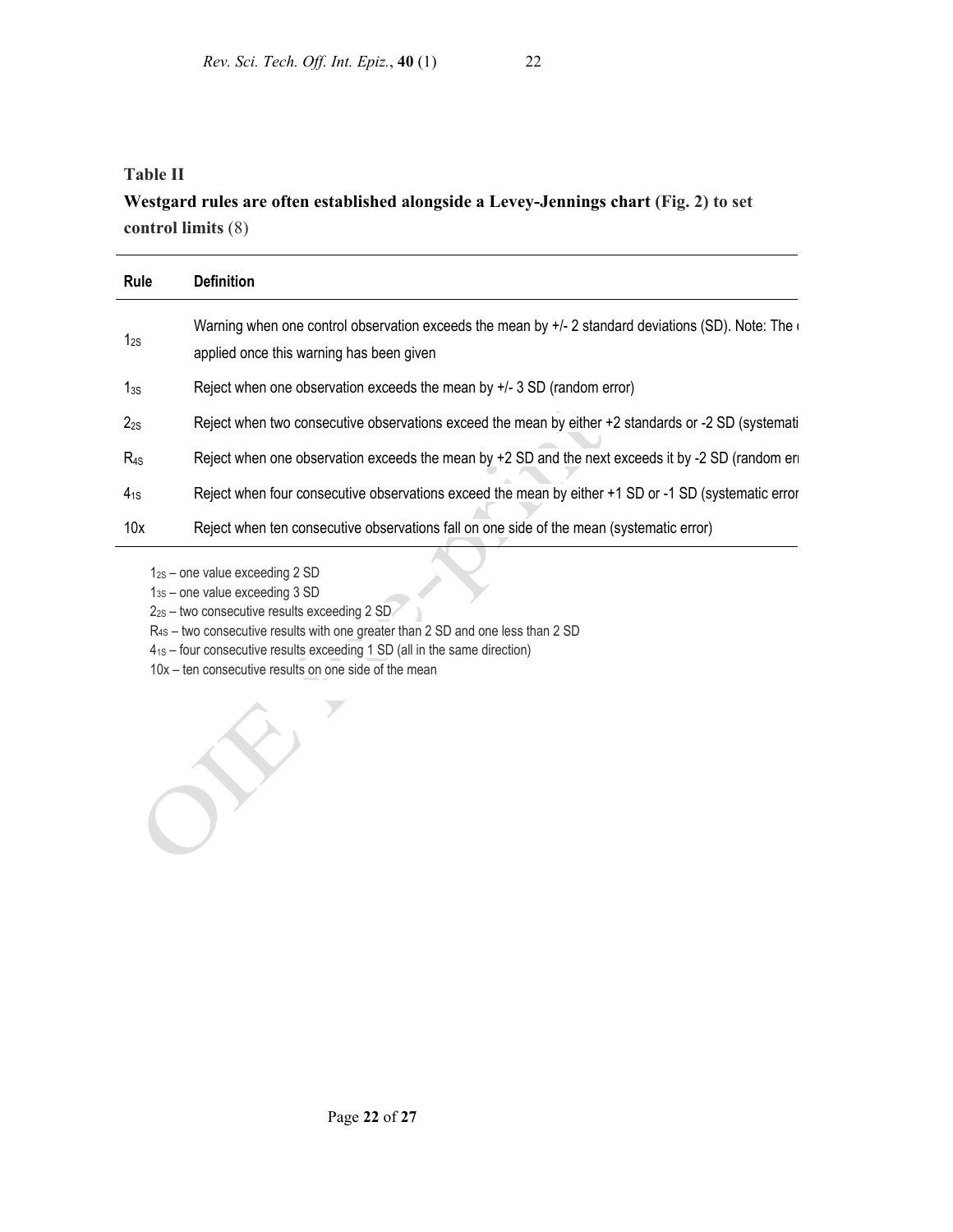**Table II**

**Westgard rules are often established alongside a Levey-Jennings chart (Fig. 2) to set control limits (8)**

| Rule | Definition |
|---|---|
| $1_{2S}$ | Warning when one control observation exceeds the mean by +/- 2 standard deviations (SD). Note: The applied once this warning has been given |
| $1_{3S}$ | Reject when one observation exceeds the mean by +/- 3 SD (random error) |
| $2_{2S}$ | Reject when two consecutive observations exceed the mean by either +2 standards or -2 SD (systemati |
| $R_{4S}$ | Reject when one observation exceeds the mean by +2 SD and the next exceeds it by -2 SD (random er |
| $4_{1S}$ | Reject when four consecutive observations exceed the mean by either +1 SD or -1 SD (systematic error |
| 10x | Reject when ten consecutive observations fall on one side of the mean (systematic error) |

$1_{2S}$ – one value exceeding 2 SD
$1_{3S}$ – one value exceeding 3 SD
$2_{2S}$ – two consecutive results exceeding 2 SD
$R_{4S}$ – two consecutive results with one greater than 2 SD and one less than 2 SD
$4_{1S}$ – four consecutive results exceeding 1 SD (all in the same direction)
10x – ten consecutive results on one side of the mean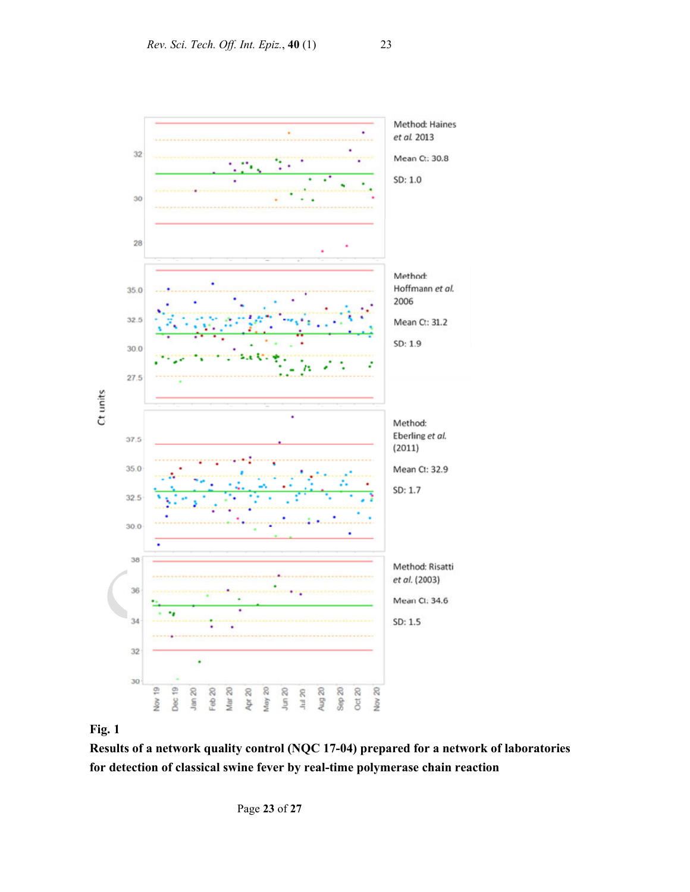**Fig. 1**

**Results of a network quality control (NQC 17-04) prepared for a network of laboratories for detection of classical swine fever by real-time polymerase chain reaction**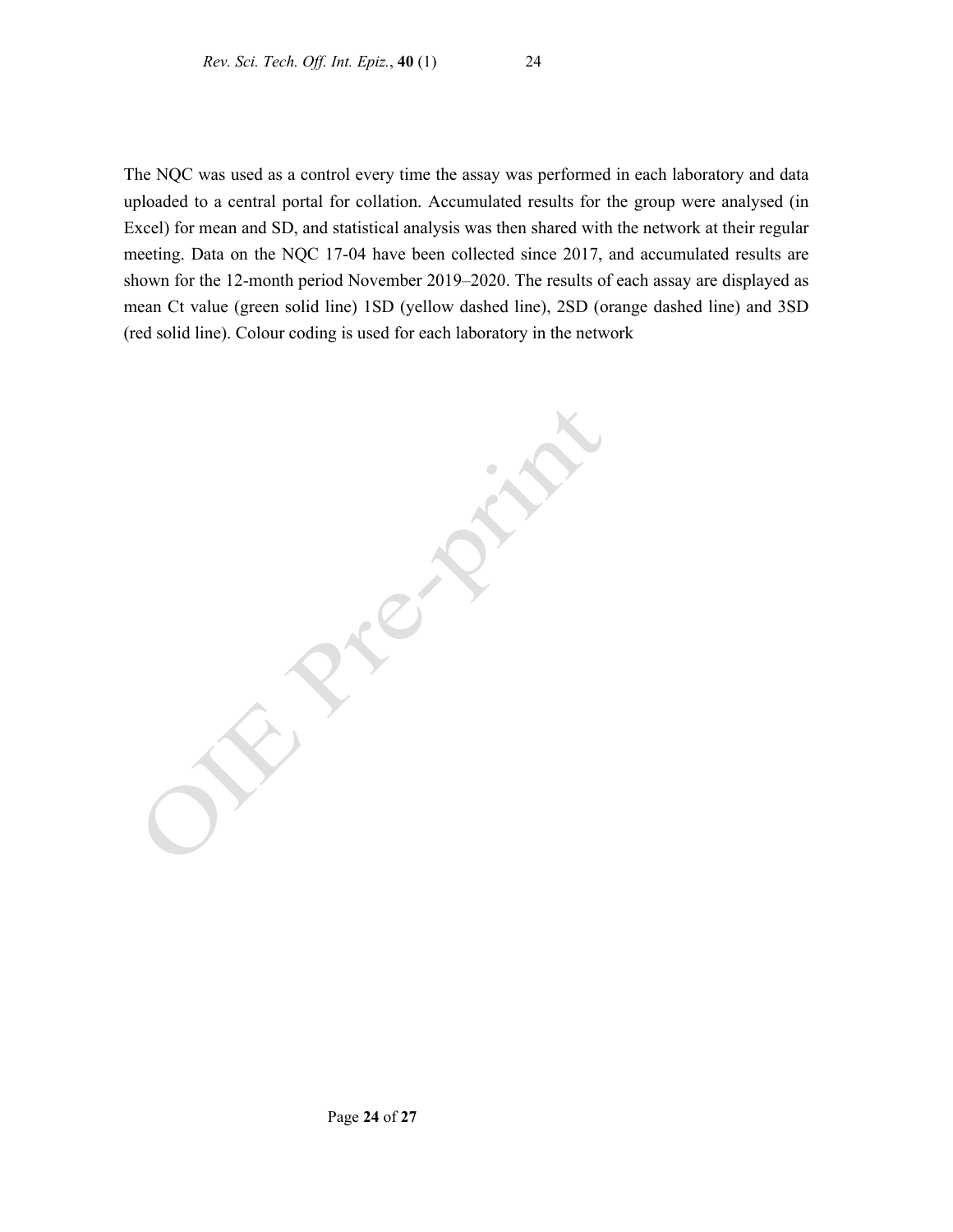The NQC was used as a control every time the assay was performed in each laboratory and data uploaded to a central portal for collation. Accumulated results for the group were analysed (in Excel) for mean and SD, and statistical analysis was then shared with the network at their regular meeting. Data on the NQC 17-04 have been collected since 2017, and accumulated results are shown for the 12-month period November 2019–2020. The results of each assay are displayed as mean Ct value (green solid line) 1SD (yellow dashed line), 2SD (orange dashed line) and 3SD (red solid line). Colour coding is used for each laboratory in the network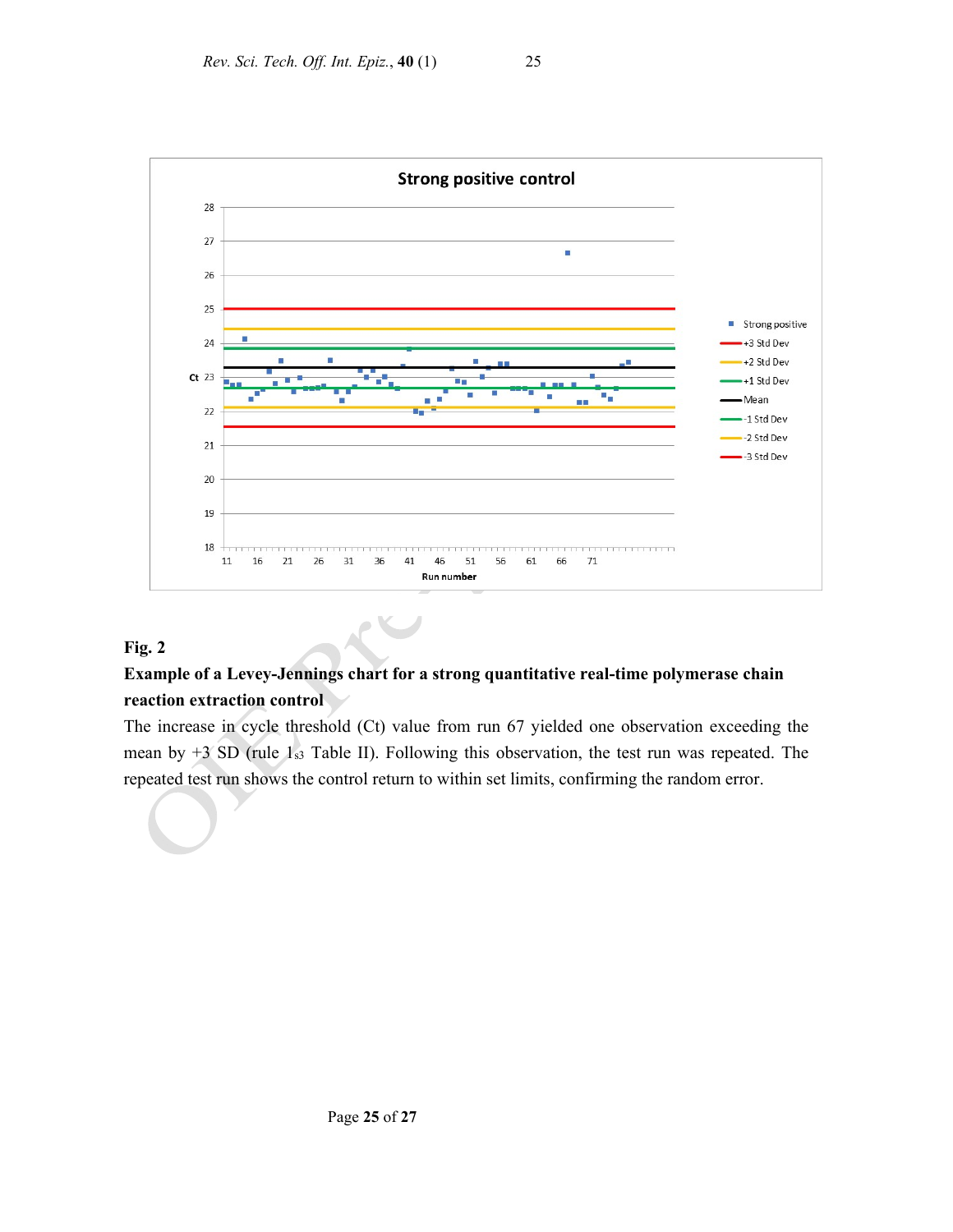**Fig. 2**

**Example of a Levey-Jennings chart for a strong quantitative real-time polymerase chain reaction extraction control**

The increase in cycle threshold (Ct) value from run 67 yielded one observation exceeding the mean by +3 SD (rule $1_{s3}$ Table II). Following this observation, the test run was repeated. The repeated test run shows the control return to within set limits, confirming the random error.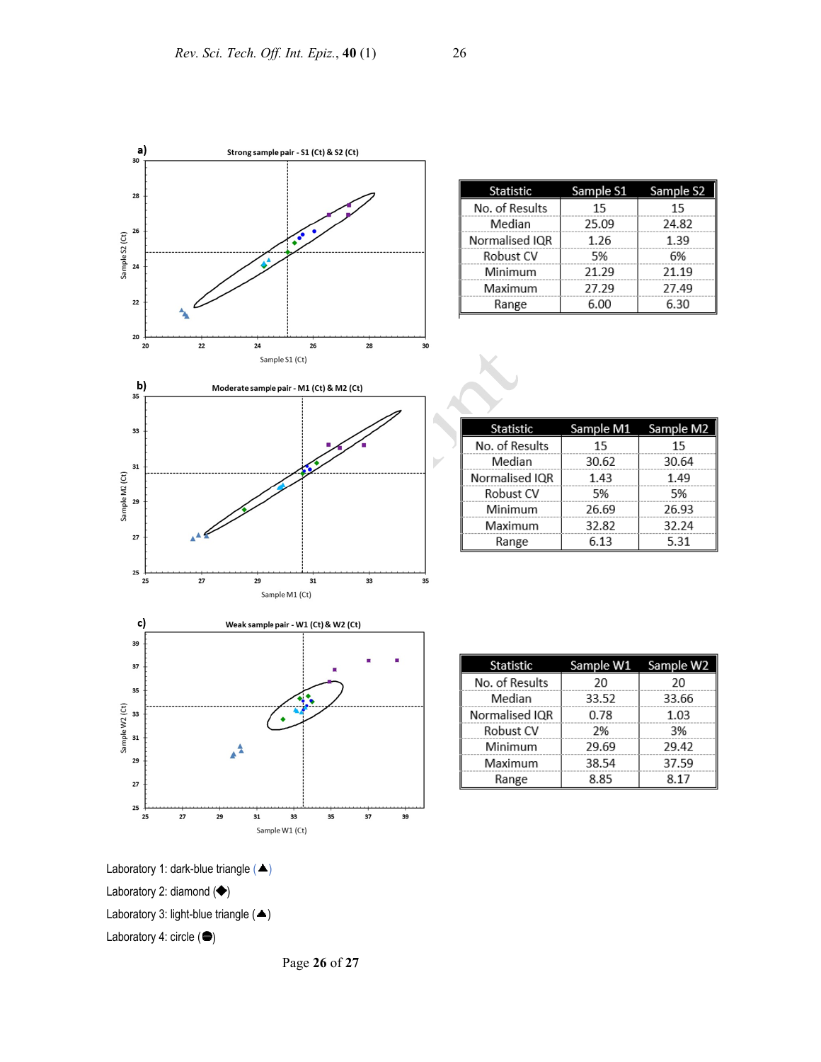**a)** Strong sample pair - S1 (Ct) & S2 (Ct)

Sample S1 (Ct)

Sample S2 (Ct)

| Statistic | Sample S1 | Sample S2 |
|---|---|---|
| No. of Results | 15 | 15 |
| Median | 25.09 | 24.82 |
| Normalised IQR | 1.26 | 1.39 |
| Robust CV | 5% | 6% |
| Minimum | 21.29 | 21.19 |
| Maximum | 27.29 | 27.49 |
| Range | 6.00 | 6.30 |

**b)** Moderate sample pair - M1 (Ct) & M2 (Ct)

Sample M1 (Ct)

Sample M2 (Ct)

| Statistic | Sample M1 | Sample M2 |
|---|---|---|
| No. of Results | 15 | 15 |
| Median | 30.62 | 30.64 |
| Normalised IQR | 1.43 | 1.49 |
| Robust CV | 5% | 5% |
| Minimum | 26.69 | 26.93 |
| Maximum | 32.82 | 32.24 |
| Range | 6.13 | 5.31 |

**c)** Weak sample pair - W1 (Ct) & W2 (Ct)

Sample W1 (Ct)

Sample W2 (Ct)

| Statistic | Sample W1 | Sample W2 |
|---|---|---|
| No. of Results | 20 | 20 |
| Median | 33.52 | 33.66 |
| Normalised IQR | 0.78 | 1.03 |
| Robust CV | 2% | 3% |
| Minimum | 29.69 | 29.42 |
| Maximum | 38.54 | 37.59 |
| Range | 8.85 | 8.17 |

Laboratory 1: dark-blue triangle (▲)

Laboratory 2: diamond (◆)

Laboratory 3: light-blue triangle (▲)

Laboratory 4: circle (●)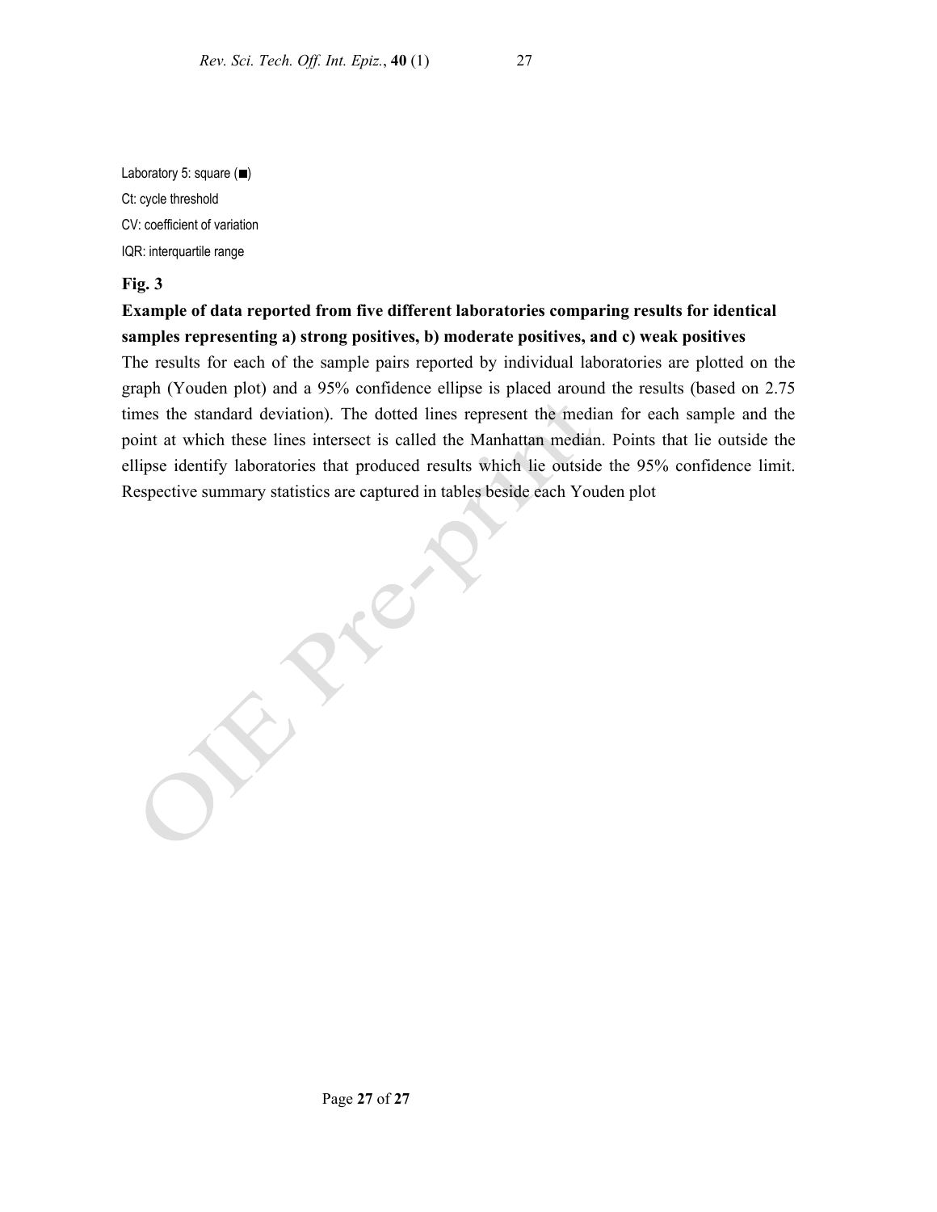Laboratory 5: square (■)

Ct: cycle threshold

CV: coefficient of variation

IQR: interquartile range

**Fig. 3**

**Example of data reported from five different laboratories comparing results for identical samples representing a) strong positives, b) moderate positives, and c) weak positives**

The results for each of the sample pairs reported by individual laboratories are plotted on the graph (Youden plot) and a 95% confidence ellipse is placed around the results (based on 2.75 times the standard deviation). The dotted lines represent the median for each sample and the point at which these lines intersect is called the Manhattan median. Points that lie outside the ellipse identify laboratories that produced results which lie outside the 95% confidence limit. Respective summary statistics are captured in tables beside each Youden plot